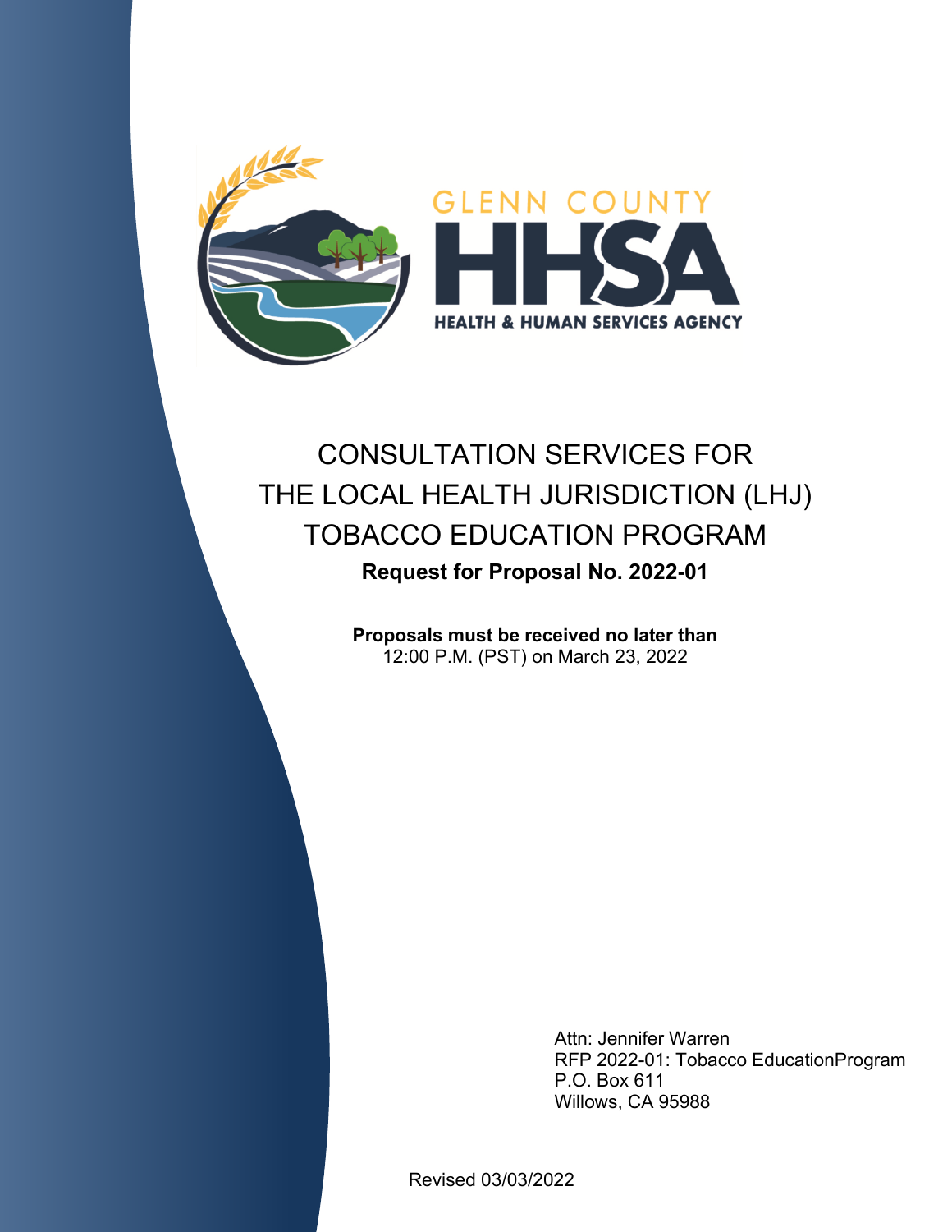GLENN COUNTY

HHSA

HEALTH & HUMAN SERVICES AGENCY

# CONSULTATION SERVICES FOR THE LOCAL HEALTH JURISDICTION (LHJ) TOBACCO EDUCATION PROGRAM

## Request for Proposal No. 2022-01

**Proposals must be received no later than**
12:00 P.M. (PST) on March 23, 2022

Attn: Jennifer Warren
RFP 2022-01: Tobacco EducationProgram
P.O. Box 611
Willows, CA 95988

Revised 03/03/2022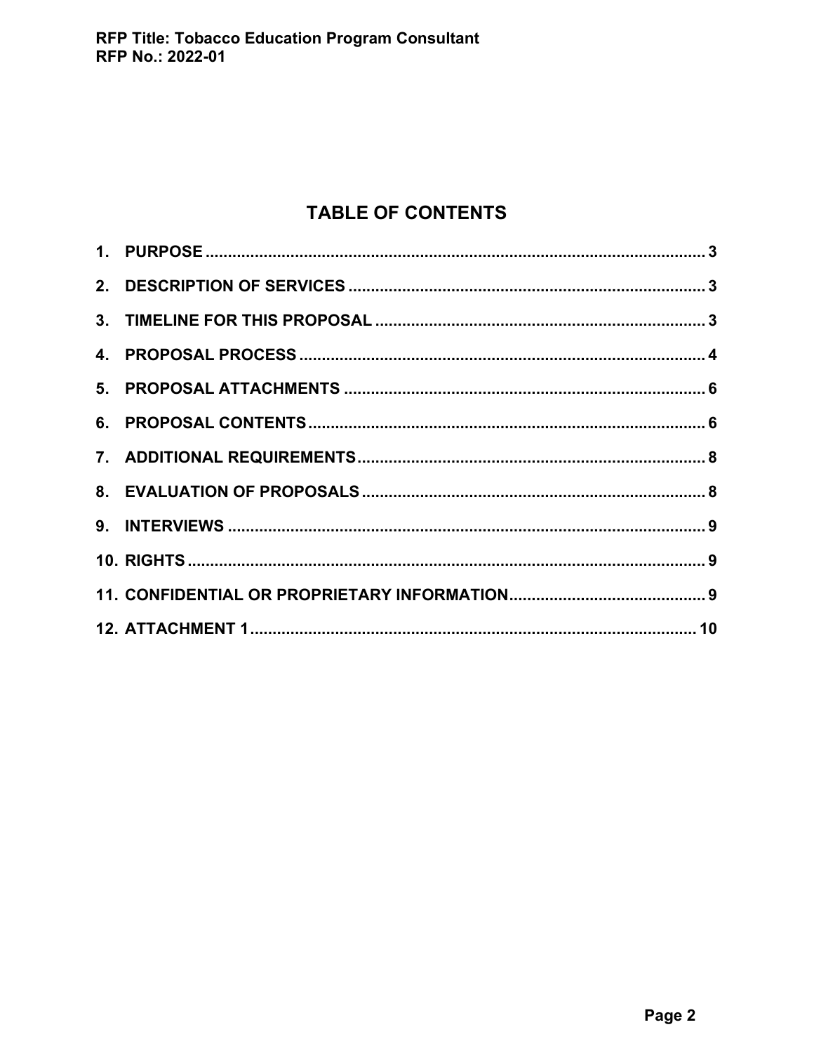# TABLE OF CONTENTS

| | |
|---|---|
| 1. PURPOSE | 3 |
| 2. DESCRIPTION OF SERVICES | 3 |
| 3. TIMELINE FOR THIS PROPOSAL | 3 |
| 4. PROPOSAL PROCESS | 4 |
| 5. PROPOSAL ATTACHMENTS | 6 |
| 6. PROPOSAL CONTENTS | 6 |
| 7. ADDITIONAL REQUIREMENTS | 8 |
| 8. EVALUATION OF PROPOSALS | 8 |
| 9. INTERVIEWS | 9 |
| 10. RIGHTS | 9 |
| 11. CONFIDENTIAL OR PROPRIETARY INFORMATION | 9 |
| 12. ATTACHMENT 1 | 10 |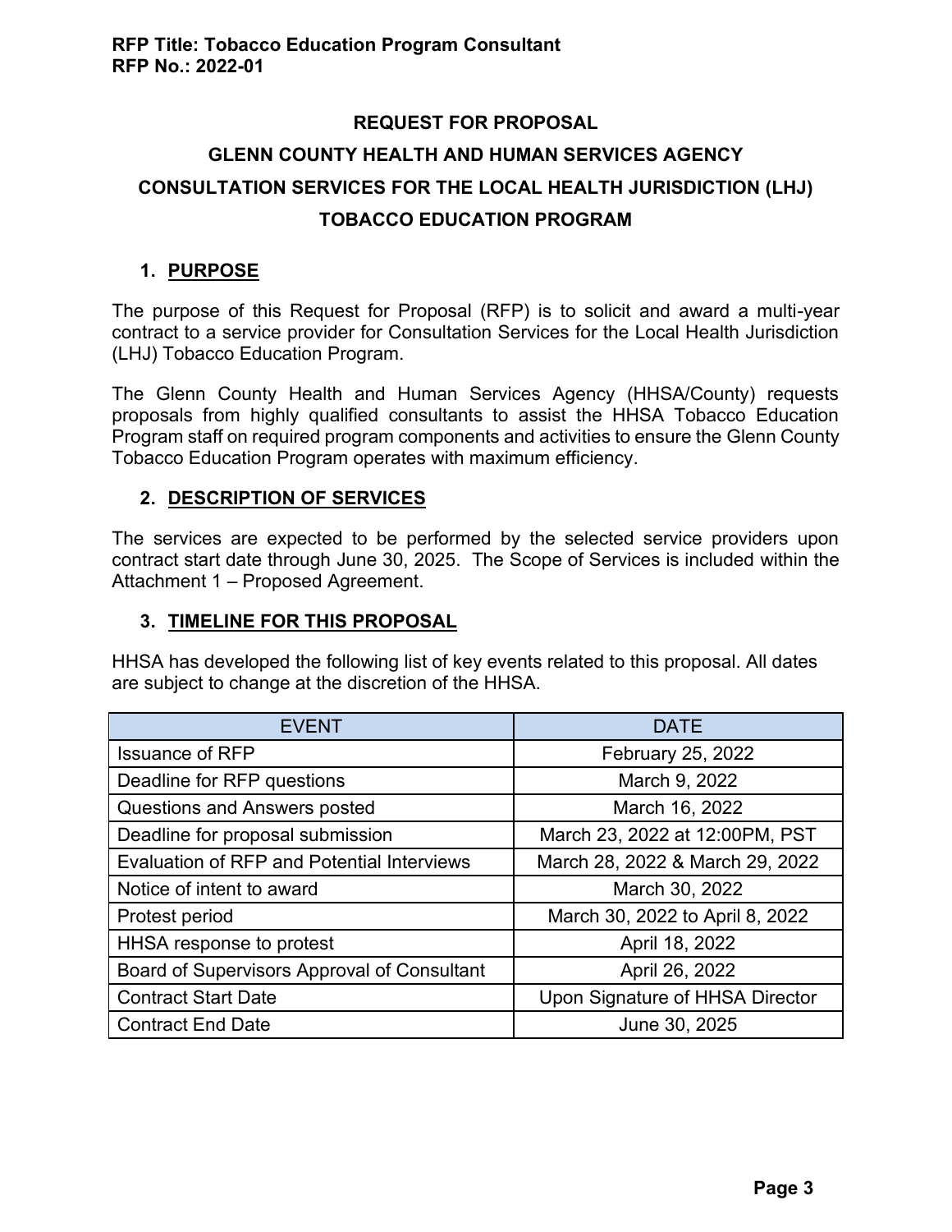## REQUEST FOR PROPOSAL

## GLENN COUNTY HEALTH AND HUMAN SERVICES AGENCY

## CONSULTATION SERVICES FOR THE LOCAL HEALTH JURISDICTION (LHJ)

## TOBACCO EDUCATION PROGRAM

### 1. PURPOSE

The purpose of this Request for Proposal (RFP) is to solicit and award a multi-year contract to a service provider for Consultation Services for the Local Health Jurisdiction (LHJ) Tobacco Education Program.

The Glenn County Health and Human Services Agency (HHSA/County) requests proposals from highly qualified consultants to assist the HHSA Tobacco Education Program staff on required program components and activities to ensure the Glenn County Tobacco Education Program operates with maximum efficiency.

### 2. DESCRIPTION OF SERVICES

The services are expected to be performed by the selected service providers upon contract start date through June 30, 2025. The Scope of Services is included within the Attachment 1 – Proposed Agreement.

### 3. TIMELINE FOR THIS PROPOSAL

HHSA has developed the following list of key events related to this proposal. All dates are subject to change at the discretion of the HHSA.

| EVENT | DATE |
|---|---|
| Issuance of RFP | February 25, 2022 |
| Deadline for RFP questions | March 9, 2022 |
| Questions and Answers posted | March 16, 2022 |
| Deadline for proposal submission | March 23, 2022 at 12:00PM, PST |
| Evaluation of RFP and Potential Interviews | March 28, 2022 & March 29, 2022 |
| Notice of intent to award | March 30, 2022 |
| Protest period | March 30, 2022 to April 8, 2022 |
| HHSA response to protest | April 18, 2022 |
| Board of Supervisors Approval of Consultant | April 26, 2022 |
| Contract Start Date | Upon Signature of HHSA Director |
| Contract End Date | June 30, 2025 |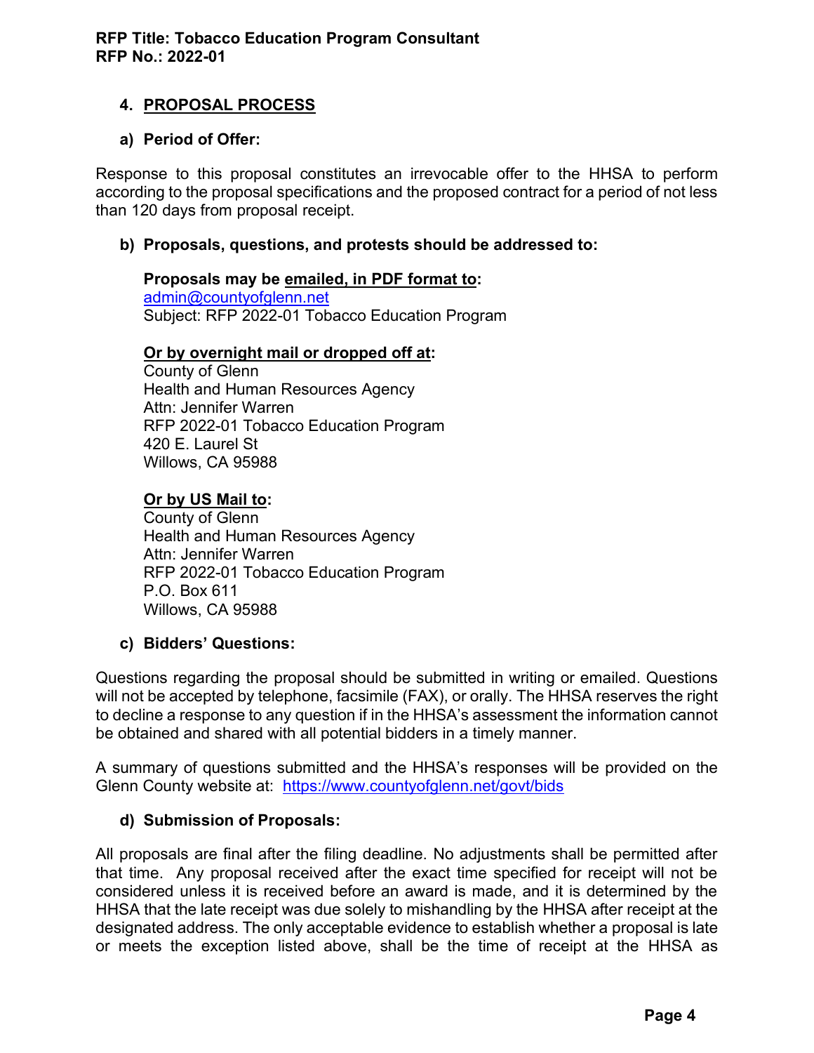**RFP Title: Tobacco Education Program Consultant**
**RFP No.: 2022-01**

## 4. PROPOSAL PROCESS

### a) Period of Offer:

Response to this proposal constitutes an irrevocable offer to the HHSA to perform according to the proposal specifications and the proposed contract for a period of not less than 120 days from proposal receipt.

### b) Proposals, questions, and protests should be addressed to:

**Proposals may be emailed, in PDF format to:**
admin@countyofglenn.net
Subject: RFP 2022-01 Tobacco Education Program

**Or by overnight mail or dropped off at:**
County of Glenn
Health and Human Resources Agency
Attn: Jennifer Warren
RFP 2022-01 Tobacco Education Program
420 E. Laurel St
Willows, CA 95988

**Or by US Mail to:**
County of Glenn
Health and Human Resources Agency
Attn: Jennifer Warren
RFP 2022-01 Tobacco Education Program
P.O. Box 611
Willows, CA 95988

### c) Bidders' Questions:

Questions regarding the proposal should be submitted in writing or emailed. Questions will not be accepted by telephone, facsimile (FAX), or orally. The HHSA reserves the right to decline a response to any question if in the HHSA's assessment the information cannot be obtained and shared with all potential bidders in a timely manner.

A summary of questions submitted and the HHSA's responses will be provided on the Glenn County website at: https://www.countyofglenn.net/govt/bids

### d) Submission of Proposals:

All proposals are final after the filing deadline. No adjustments shall be permitted after that time. Any proposal received after the exact time specified for receipt will not be considered unless it is received before an award is made, and it is determined by the HHSA that the late receipt was due solely to mishandling by the HHSA after receipt at the designated address. The only acceptable evidence to establish whether a proposal is late or meets the exception listed above, shall be the time of receipt at the HHSA as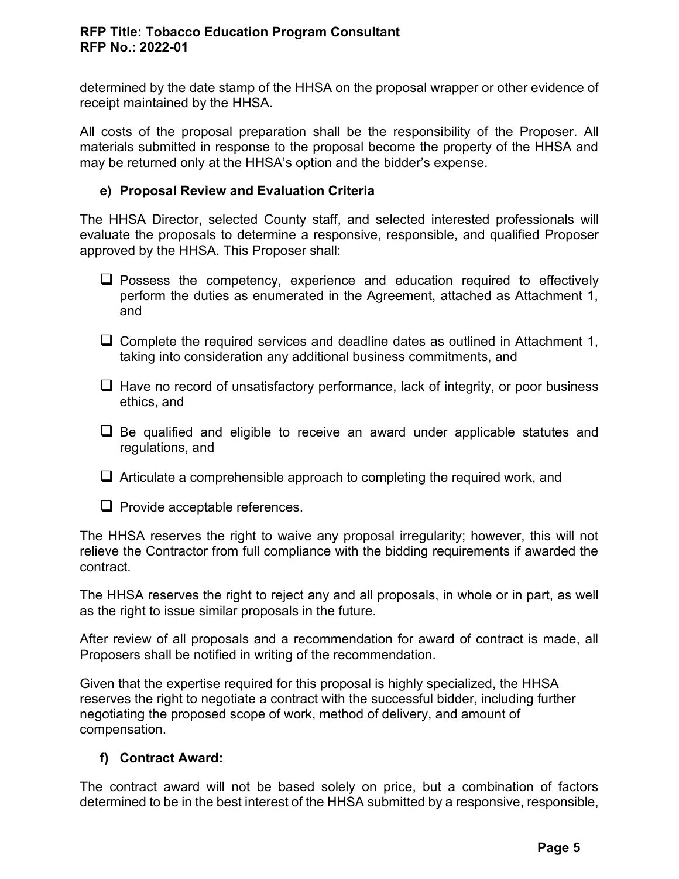determined by the date stamp of the HHSA on the proposal wrapper or other evidence of receipt maintained by the HHSA.

All costs of the proposal preparation shall be the responsibility of the Proposer. All materials submitted in response to the proposal become the property of the HHSA and may be returned only at the HHSA's option and the bidder's expense.

### e) Proposal Review and Evaluation Criteria

The HHSA Director, selected County staff, and selected interested professionals will evaluate the proposals to determine a responsive, responsible, and qualified Proposer approved by the HHSA. This Proposer shall:

- [ ] Possess the competency, experience and education required to effectively perform the duties as enumerated in the Agreement, attached as Attachment 1, and
- [ ] Complete the required services and deadline dates as outlined in Attachment 1, taking into consideration any additional business commitments, and
- [ ] Have no record of unsatisfactory performance, lack of integrity, or poor business ethics, and
- [ ] Be qualified and eligible to receive an award under applicable statutes and regulations, and
- [ ] Articulate a comprehensible approach to completing the required work, and
- [ ] Provide acceptable references.

The HHSA reserves the right to waive any proposal irregularity; however, this will not relieve the Contractor from full compliance with the bidding requirements if awarded the contract.

The HHSA reserves the right to reject any and all proposals, in whole or in part, as well as the right to issue similar proposals in the future.

After review of all proposals and a recommendation for award of contract is made, all Proposers shall be notified in writing of the recommendation.

Given that the expertise required for this proposal is highly specialized, the HHSA reserves the right to negotiate a contract with the successful bidder, including further negotiating the proposed scope of work, method of delivery, and amount of compensation.

### f) Contract Award:

The contract award will not be based solely on price, but a combination of factors determined to be in the best interest of the HHSA submitted by a responsive, responsible,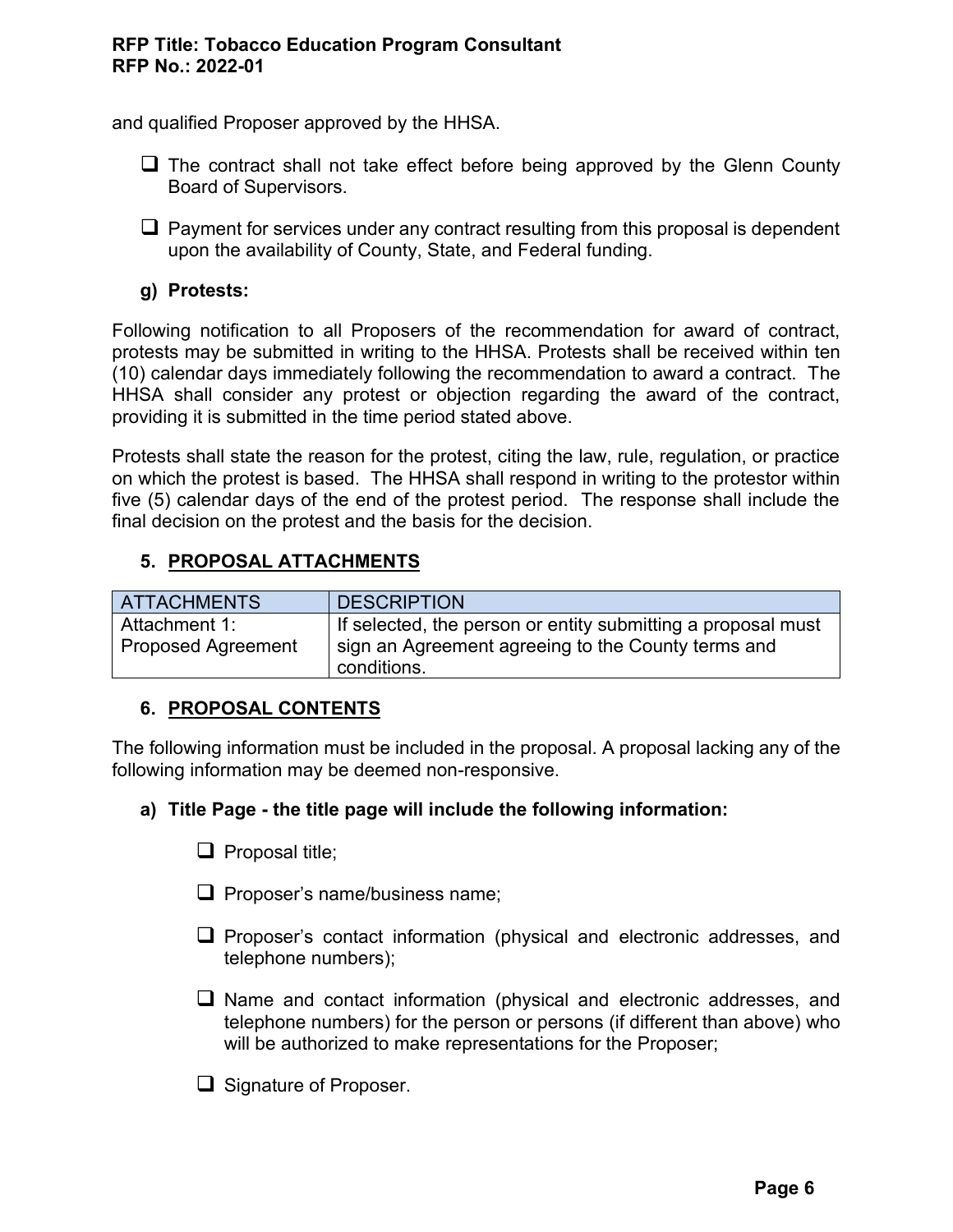and qualified Proposer approved by the HHSA.

- ❑ The contract shall not take effect before being approved by the Glenn County Board of Supervisors.
- ❑ Payment for services under any contract resulting from this proposal is dependent upon the availability of County, State, and Federal funding.

### g) Protests:

Following notification to all Proposers of the recommendation for award of contract, protests may be submitted in writing to the HHSA. Protests shall be received within ten (10) calendar days immediately following the recommendation to award a contract. The HHSA shall consider any protest or objection regarding the award of the contract, providing it is submitted in the time period stated above.

Protests shall state the reason for the protest, citing the law, rule, regulation, or practice on which the protest is based. The HHSA shall respond in writing to the protestor within five (5) calendar days of the end of the protest period. The response shall include the final decision on the protest and the basis for the decision.

## 5. PROPOSAL ATTACHMENTS

| ATTACHMENTS | DESCRIPTION |
|---|---|
| Attachment 1: Proposed Agreement | If selected, the person or entity submitting a proposal must sign an Agreement agreeing to the County terms and conditions. |

## 6. PROPOSAL CONTENTS

The following information must be included in the proposal. A proposal lacking any of the following information may be deemed non-responsive.

### a) Title Page - the title page will include the following information:

- ❑ Proposal title;
- ❑ Proposer's name/business name;
- ❑ Proposer's contact information (physical and electronic addresses, and telephone numbers);
- ❑ Name and contact information (physical and electronic addresses, and telephone numbers) for the person or persons (if different than above) who will be authorized to make representations for the Proposer;
- ❑ Signature of Proposer.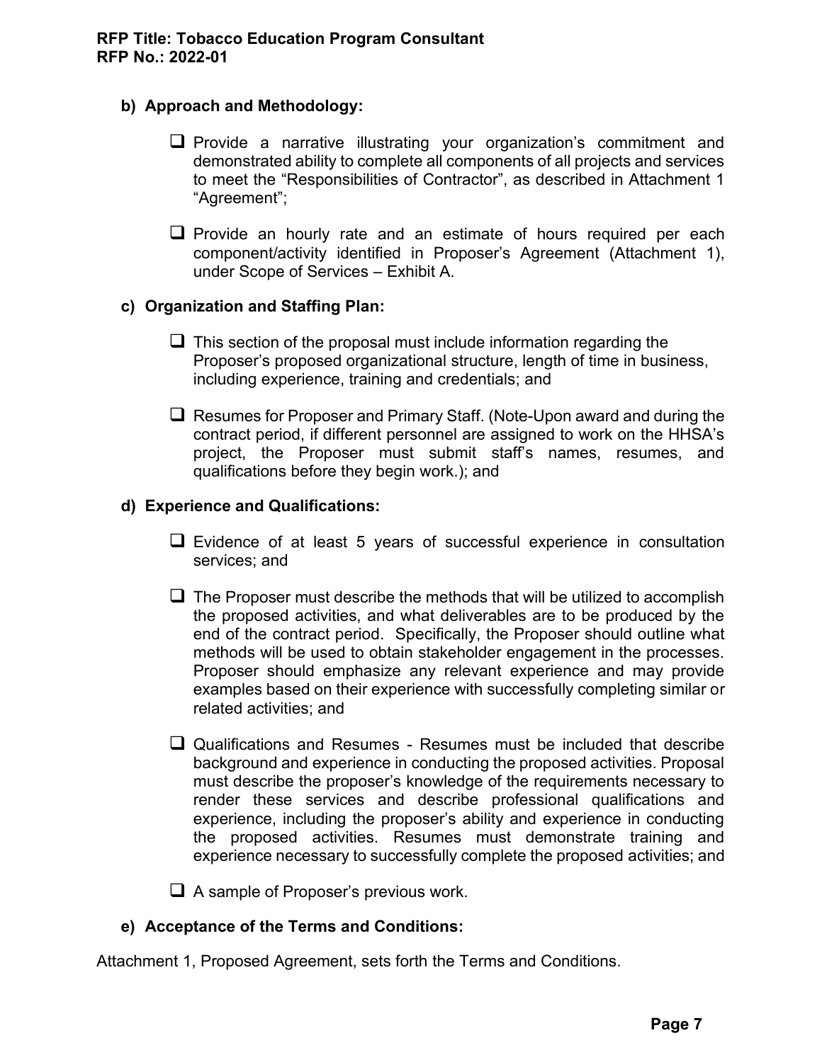**b) Approach and Methodology:**

- ☐ Provide a narrative illustrating your organization's commitment and demonstrated ability to complete all components of all projects and services to meet the "Responsibilities of Contractor", as described in Attachment 1 "Agreement";
- ☐ Provide an hourly rate and an estimate of hours required per each component/activity identified in Proposer's Agreement (Attachment 1), under Scope of Services – Exhibit A.

**c) Organization and Staffing Plan:**

- ☐ This section of the proposal must include information regarding the Proposer's proposed organizational structure, length of time in business, including experience, training and credentials; and
- ☐ Resumes for Proposer and Primary Staff. (Note-Upon award and during the contract period, if different personnel are assigned to work on the HHSA's project, the Proposer must submit staff's names, resumes, and qualifications before they begin work.); and

**d) Experience and Qualifications:**

- ☐ Evidence of at least 5 years of successful experience in consultation services; and
- ☐ The Proposer must describe the methods that will be utilized to accomplish the proposed activities, and what deliverables are to be produced by the end of the contract period. Specifically, the Proposer should outline what methods will be used to obtain stakeholder engagement in the processes. Proposer should emphasize any relevant experience and may provide examples based on their experience with successfully completing similar or related activities; and
- ☐ Qualifications and Resumes - Resumes must be included that describe background and experience in conducting the proposed activities. Proposal must describe the proposer's knowledge of the requirements necessary to render these services and describe professional qualifications and experience, including the proposer's ability and experience in conducting the proposed activities. Resumes must demonstrate training and experience necessary to successfully complete the proposed activities; and
- ☐ A sample of Proposer's previous work.

**e) Acceptance of the Terms and Conditions:**

Attachment 1, Proposed Agreement, sets forth the Terms and Conditions.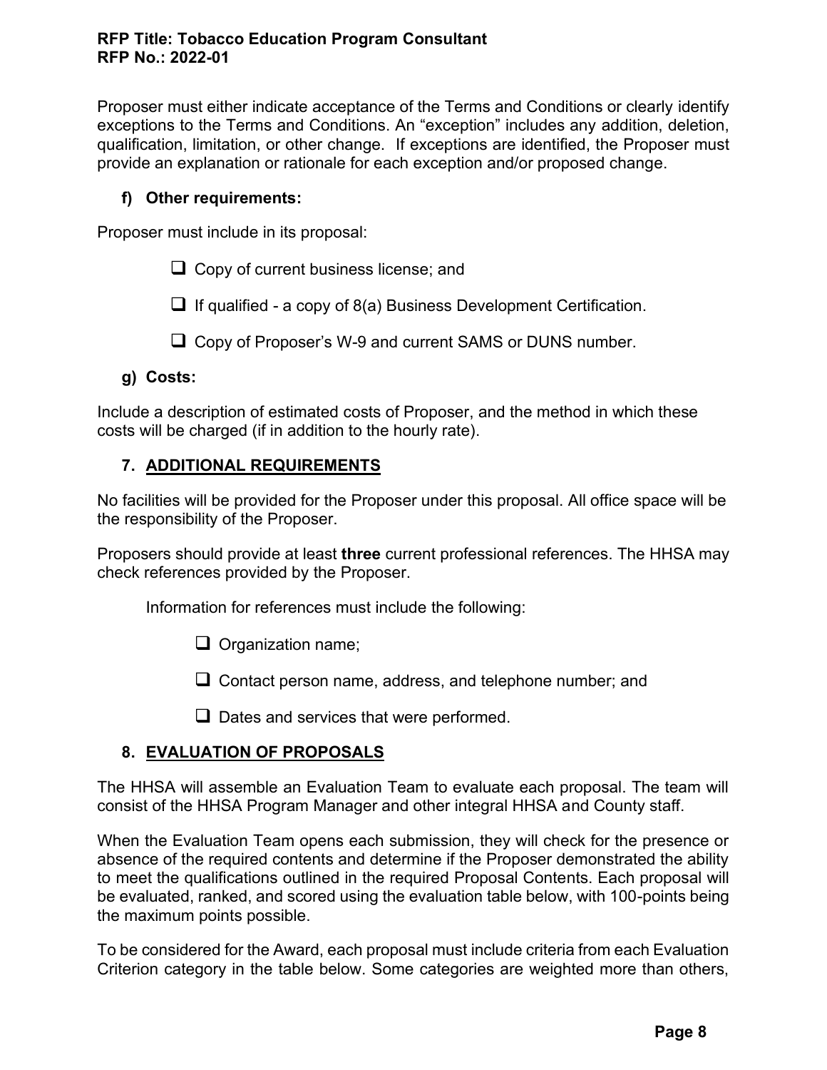Proposer must either indicate acceptance of the Terms and Conditions or clearly identify exceptions to the Terms and Conditions. An "exception" includes any addition, deletion, qualification, limitation, or other change. If exceptions are identified, the Proposer must provide an explanation or rationale for each exception and/or proposed change.

### f) Other requirements:

Proposer must include in its proposal:

- ❑ Copy of current business license; and
- ❑ If qualified - a copy of 8(a) Business Development Certification.
- ❑ Copy of Proposer's W-9 and current SAMS or DUNS number.

### g) Costs:

Include a description of estimated costs of Proposer, and the method in which these costs will be charged (if in addition to the hourly rate).

## 7. ADDITIONAL REQUIREMENTS

No facilities will be provided for the Proposer under this proposal. All office space will be the responsibility of the Proposer.

Proposers should provide at least **three** current professional references. The HHSA may check references provided by the Proposer.

Information for references must include the following:

- ❑ Organization name;
- ❑ Contact person name, address, and telephone number; and
- ❑ Dates and services that were performed.

## 8. EVALUATION OF PROPOSALS

The HHSA will assemble an Evaluation Team to evaluate each proposal. The team will consist of the HHSA Program Manager and other integral HHSA and County staff.

When the Evaluation Team opens each submission, they will check for the presence or absence of the required contents and determine if the Proposer demonstrated the ability to meet the qualifications outlined in the required Proposal Contents. Each proposal will be evaluated, ranked, and scored using the evaluation table below, with 100-points being the maximum points possible.

To be considered for the Award, each proposal must include criteria from each Evaluation Criterion category in the table below. Some categories are weighted more than others,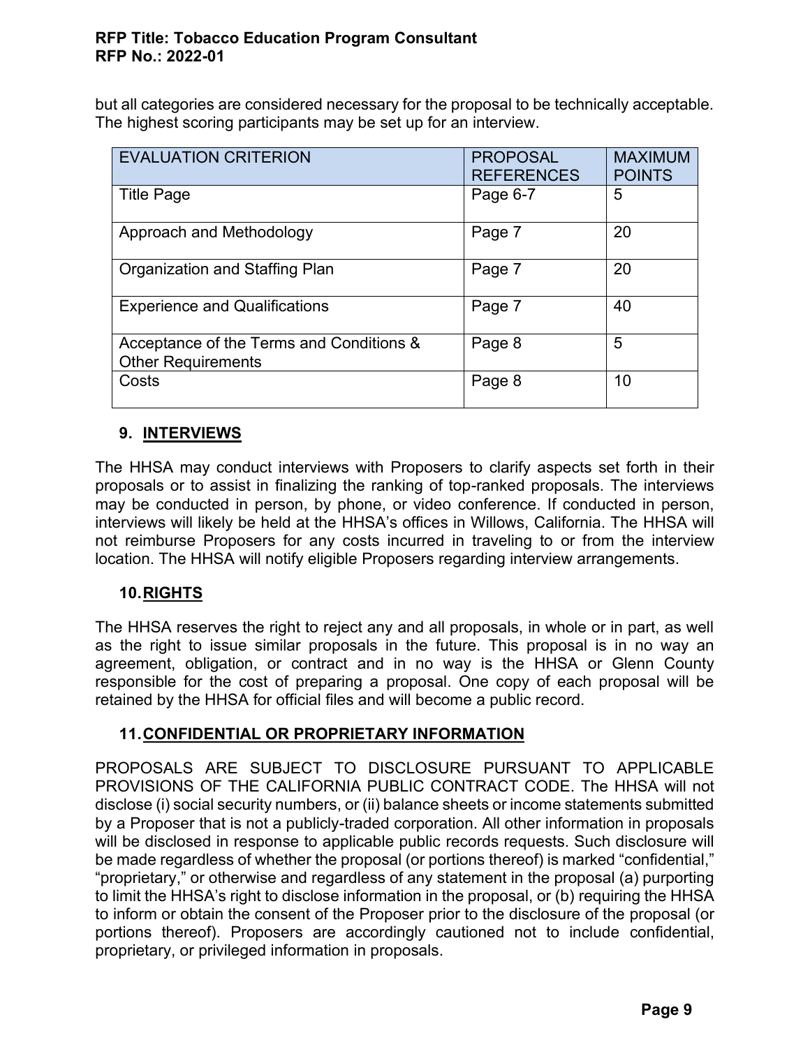but all categories are considered necessary for the proposal to be technically acceptable. The highest scoring participants may be set up for an interview.

| EVALUATION CRITERION | PROPOSAL REFERENCES | MAXIMUM POINTS |
|---|---|---|
| Title Page | Page 6-7 | 5 |
| Approach and Methodology | Page 7 | 20 |
| Organization and Staffing Plan | Page 7 | 20 |
| Experience and Qualifications | Page 7 | 40 |
| Acceptance of the Terms and Conditions & Other Requirements | Page 8 | 5 |
| Costs | Page 8 | 10 |

## 9. INTERVIEWS

The HHSA may conduct interviews with Proposers to clarify aspects set forth in their proposals or to assist in finalizing the ranking of top-ranked proposals. The interviews may be conducted in person, by phone, or video conference. If conducted in person, interviews will likely be held at the HHSA's offices in Willows, California. The HHSA will not reimburse Proposers for any costs incurred in traveling to or from the interview location. The HHSA will notify eligible Proposers regarding interview arrangements.

## 10. RIGHTS

The HHSA reserves the right to reject any and all proposals, in whole or in part, as well as the right to issue similar proposals in the future. This proposal is in no way an agreement, obligation, or contract and in no way is the HHSA or Glenn County responsible for the cost of preparing a proposal. One copy of each proposal will be retained by the HHSA for official files and will become a public record.

## 11. CONFIDENTIAL OR PROPRIETARY INFORMATION

PROPOSALS ARE SUBJECT TO DISCLOSURE PURSUANT TO APPLICABLE PROVISIONS OF THE CALIFORNIA PUBLIC CONTRACT CODE. The HHSA will not disclose (i) social security numbers, or (ii) balance sheets or income statements submitted by a Proposer that is not a publicly-traded corporation. All other information in proposals will be disclosed in response to applicable public records requests. Such disclosure will be made regardless of whether the proposal (or portions thereof) is marked "confidential," "proprietary," or otherwise and regardless of any statement in the proposal (a) purporting to limit the HHSA's right to disclose information in the proposal, or (b) requiring the HHSA to inform or obtain the consent of the Proposer prior to the disclosure of the proposal (or portions thereof). Proposers are accordingly cautioned not to include confidential, proprietary, or privileged information in proposals.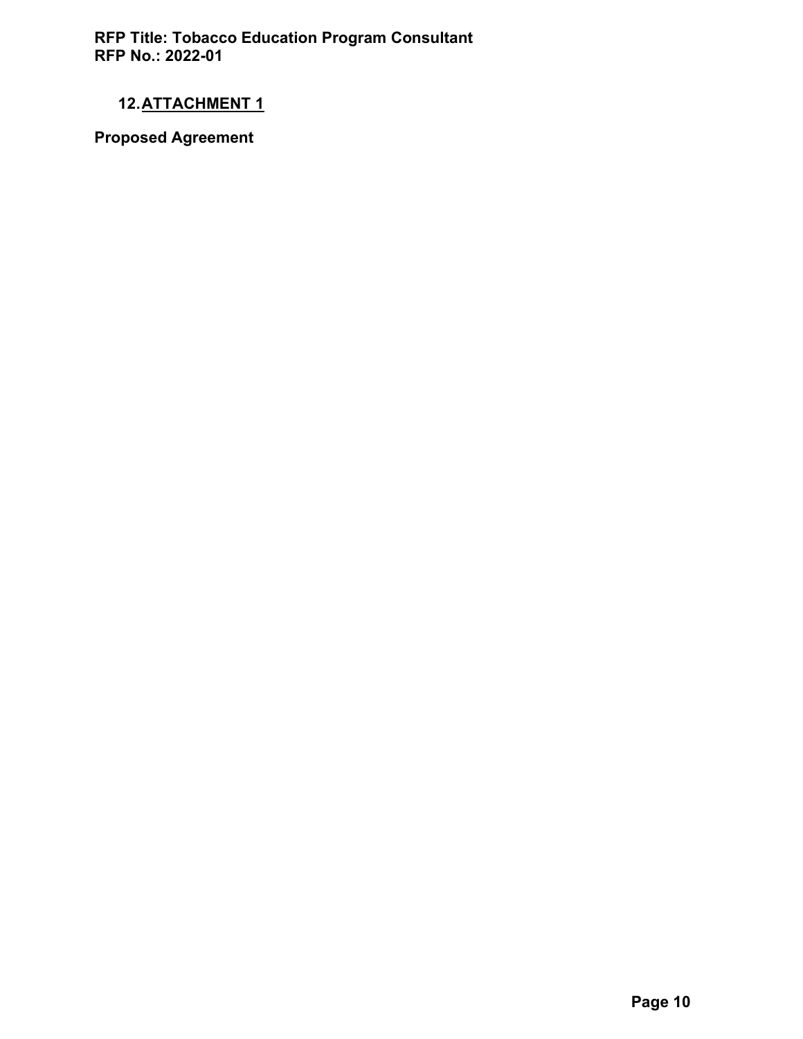## 12. ATTACHMENT 1

**Proposed Agreement**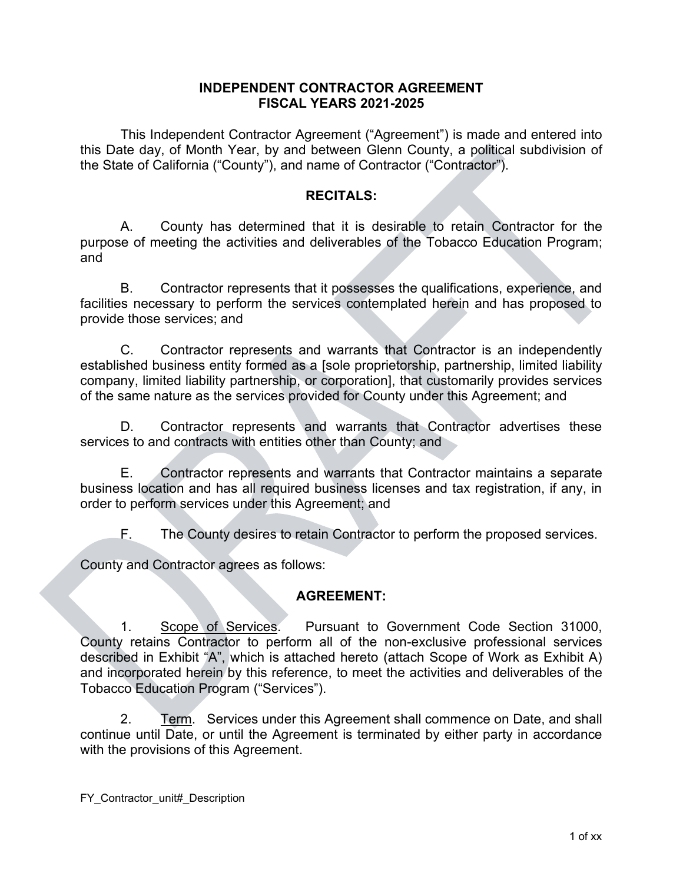# INDEPENDENT CONTRACTOR AGREEMENT
# FISCAL YEARS 2021-2025

This Independent Contractor Agreement ("Agreement") is made and entered into this Date day, of Month Year, by and between Glenn County, a political subdivision of the State of California ("County"), and name of Contractor ("Contractor").

## RECITALS:

A. County has determined that it is desirable to retain Contractor for the purpose of meeting the activities and deliverables of the Tobacco Education Program; and

B. Contractor represents that it possesses the qualifications, experience, and facilities necessary to perform the services contemplated herein and has proposed to provide those services; and

C. Contractor represents and warrants that Contractor is an independently established business entity formed as a [sole proprietorship, partnership, limited liability company, limited liability partnership, or corporation], that customarily provides services of the same nature as the services provided for County under this Agreement; and

D. Contractor represents and warrants that Contractor advertises these services to and contracts with entities other than County; and

E. Contractor represents and warrants that Contractor maintains a separate business location and has all required business licenses and tax registration, if any, in order to perform services under this Agreement; and

F. The County desires to retain Contractor to perform the proposed services.

County and Contractor agrees as follows:

## AGREEMENT:

1. Scope of Services. Pursuant to Government Code Section 31000, County retains Contractor to perform all of the non-exclusive professional services described in Exhibit "A", which is attached hereto (attach Scope of Work as Exhibit A) and incorporated herein by this reference, to meet the activities and deliverables of the Tobacco Education Program ("Services").

2. Term. Services under this Agreement shall commence on Date, and shall continue until Date, or until the Agreement is terminated by either party in accordance with the provisions of this Agreement.

FY_Contractor_unit#_Description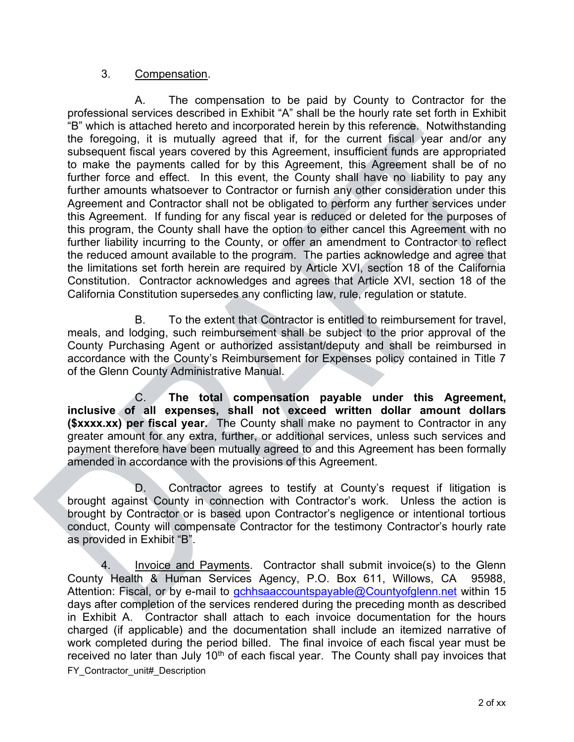3. Compensation.

A. The compensation to be paid by County to Contractor for the professional services described in Exhibit "A" shall be the hourly rate set forth in Exhibit "B" which is attached hereto and incorporated herein by this reference. Notwithstanding the foregoing, it is mutually agreed that if, for the current fiscal year and/or any subsequent fiscal years covered by this Agreement, insufficient funds are appropriated to make the payments called for by this Agreement, this Agreement shall be of no further force and effect. In this event, the County shall have no liability to pay any further amounts whatsoever to Contractor or furnish any other consideration under this Agreement and Contractor shall not be obligated to perform any further services under this Agreement. If funding for any fiscal year is reduced or deleted for the purposes of this program, the County shall have the option to either cancel this Agreement with no further liability incurring to the County, or offer an amendment to Contractor to reflect the reduced amount available to the program. The parties acknowledge and agree that the limitations set forth herein are required by Article XVI, section 18 of the California Constitution. Contractor acknowledges and agrees that Article XVI, section 18 of the California Constitution supersedes any conflicting law, rule, regulation or statute.

B. To the extent that Contractor is entitled to reimbursement for travel, meals, and lodging, such reimbursement shall be subject to the prior approval of the County Purchasing Agent or authorized assistant/deputy and shall be reimbursed in accordance with the County's Reimbursement for Expenses policy contained in Title 7 of the Glenn County Administrative Manual.

C. **The total compensation payable under this Agreement, inclusive of all expenses, shall not exceed written dollar amount dollars ($xxxx.xx) per fiscal year.** The County shall make no payment to Contractor in any greater amount for any extra, further, or additional services, unless such services and payment therefore have been mutually agreed to and this Agreement has been formally amended in accordance with the provisions of this Agreement.

D. Contractor agrees to testify at County's request if litigation is brought against County in connection with Contractor's work. Unless the action is brought by Contractor or is based upon Contractor's negligence or intentional tortious conduct, County will compensate Contractor for the testimony Contractor's hourly rate as provided in Exhibit "B".

4. Invoice and Payments. Contractor shall submit invoice(s) to the Glenn County Health & Human Services Agency, P.O. Box 611, Willows, CA 95988, Attention: Fiscal, or by e-mail to gchhsaaccountspayable@Countyofglenn.net within 15 days after completion of the services rendered during the preceding month as described in Exhibit A. Contractor shall attach to each invoice documentation for the hours charged (if applicable) and the documentation shall include an itemized narrative of work completed during the period billed. The final invoice of each fiscal year must be received no later than July 10th of each fiscal year. The County shall pay invoices that

FY_Contractor_unit#_Description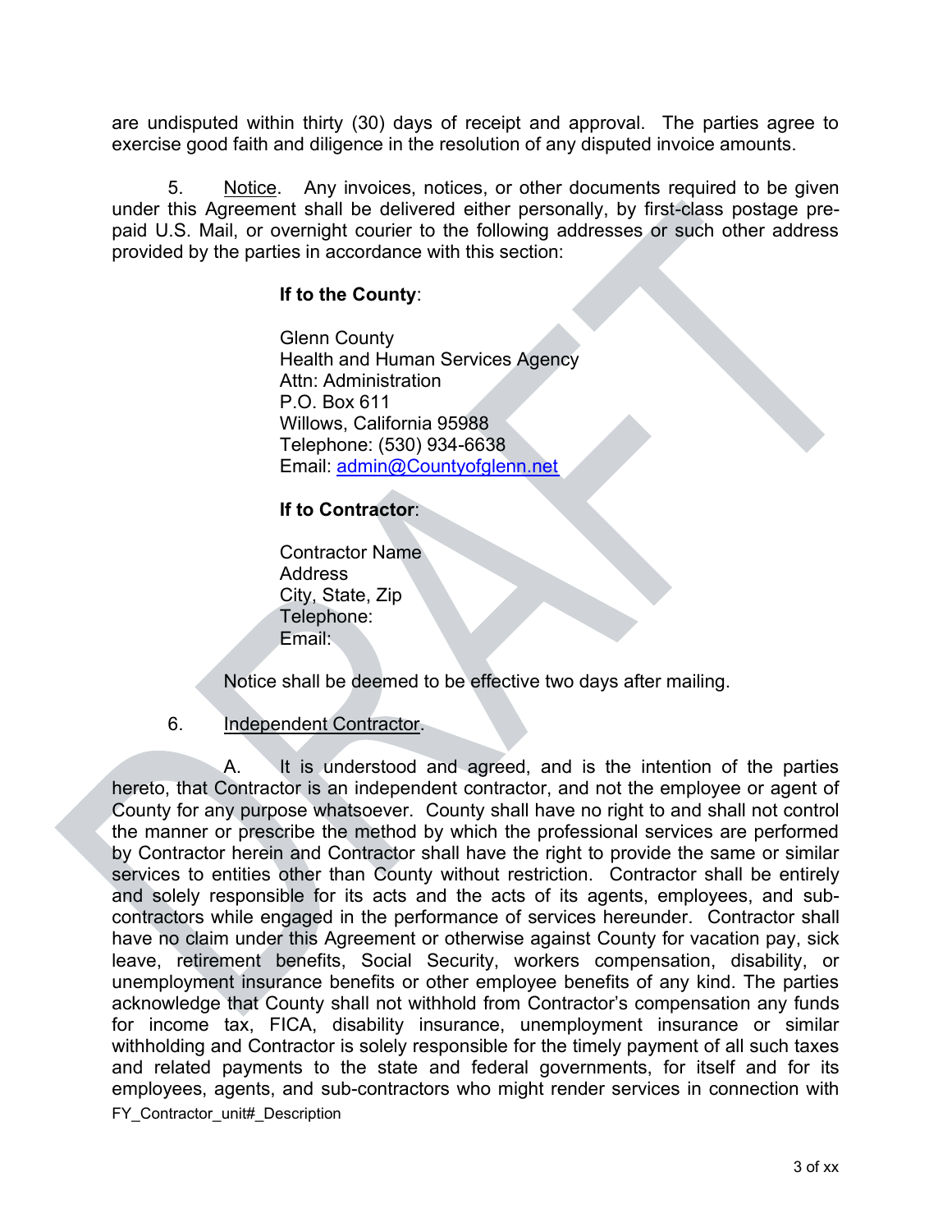are undisputed within thirty (30) days of receipt and approval. The parties agree to exercise good faith and diligence in the resolution of any disputed invoice amounts.

5. Notice. Any invoices, notices, or other documents required to be given under this Agreement shall be delivered either personally, by first-class postage pre-paid U.S. Mail, or overnight courier to the following addresses or such other address provided by the parties in accordance with this section:

**If to the County**:

Glenn County
Health and Human Services Agency
Attn: Administration
P.O. Box 611
Willows, California 95988
Telephone: (530) 934-6638
Email: admin@Countyofglenn.net

**If to Contractor**:

Contractor Name
Address
City, State, Zip
Telephone:
Email:

Notice shall be deemed to be effective two days after mailing.

6. Independent Contractor.

A. It is understood and agreed, and is the intention of the parties hereto, that Contractor is an independent contractor, and not the employee or agent of County for any purpose whatsoever. County shall have no right to and shall not control the manner or prescribe the method by which the professional services are performed by Contractor herein and Contractor shall have the right to provide the same or similar services to entities other than County without restriction. Contractor shall be entirely and solely responsible for its acts and the acts of its agents, employees, and sub-contractors while engaged in the performance of services hereunder. Contractor shall have no claim under this Agreement or otherwise against County for vacation pay, sick leave, retirement benefits, Social Security, workers compensation, disability, or unemployment insurance benefits or other employee benefits of any kind. The parties acknowledge that County shall not withhold from Contractor's compensation any funds for income tax, FICA, disability insurance, unemployment insurance or similar withholding and Contractor is solely responsible for the timely payment of all such taxes and related payments to the state and federal governments, for itself and for its employees, agents, and sub-contractors who might render services in connection with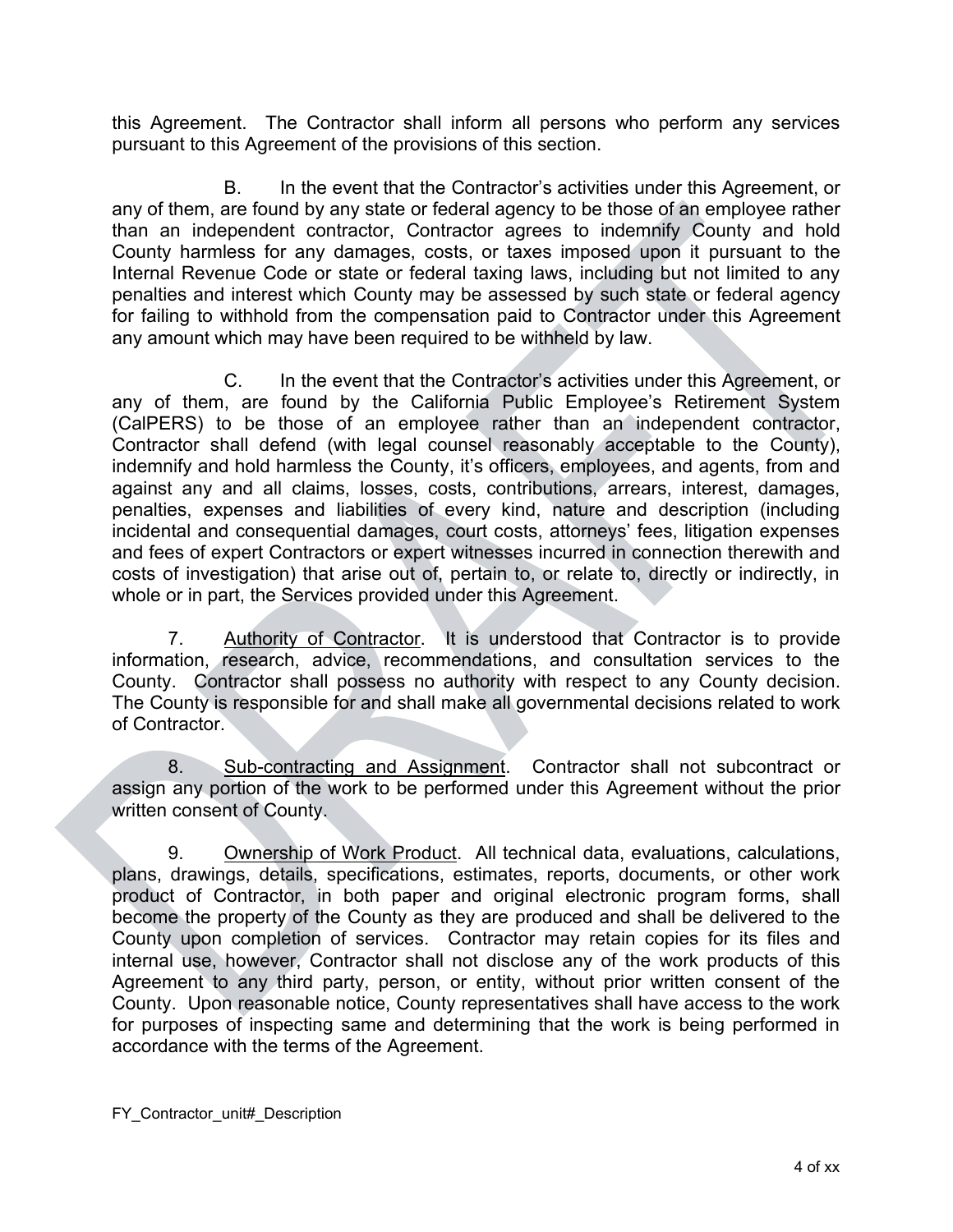this Agreement. The Contractor shall inform all persons who perform any services pursuant to this Agreement of the provisions of this section.

B. In the event that the Contractor's activities under this Agreement, or any of them, are found by any state or federal agency to be those of an employee rather than an independent contractor, Contractor agrees to indemnify County and hold County harmless for any damages, costs, or taxes imposed upon it pursuant to the Internal Revenue Code or state or federal taxing laws, including but not limited to any penalties and interest which County may be assessed by such state or federal agency for failing to withhold from the compensation paid to Contractor under this Agreement any amount which may have been required to be withheld by law.

C. In the event that the Contractor's activities under this Agreement, or any of them, are found by the California Public Employee's Retirement System (CalPERS) to be those of an employee rather than an independent contractor, Contractor shall defend (with legal counsel reasonably acceptable to the County), indemnify and hold harmless the County, it's officers, employees, and agents, from and against any and all claims, losses, costs, contributions, arrears, interest, damages, penalties, expenses and liabilities of every kind, nature and description (including incidental and consequential damages, court costs, attorneys' fees, litigation expenses and fees of expert Contractors or expert witnesses incurred in connection therewith and costs of investigation) that arise out of, pertain to, or relate to, directly or indirectly, in whole or in part, the Services provided under this Agreement.

7. Authority of Contractor. It is understood that Contractor is to provide information, research, advice, recommendations, and consultation services to the County. Contractor shall possess no authority with respect to any County decision. The County is responsible for and shall make all governmental decisions related to work of Contractor.

8. Sub-contracting and Assignment. Contractor shall not subcontract or assign any portion of the work to be performed under this Agreement without the prior written consent of County.

9. Ownership of Work Product. All technical data, evaluations, calculations, plans, drawings, details, specifications, estimates, reports, documents, or other work product of Contractor, in both paper and original electronic program forms, shall become the property of the County as they are produced and shall be delivered to the County upon completion of services. Contractor may retain copies for its files and internal use, however, Contractor shall not disclose any of the work products of this Agreement to any third party, person, or entity, without prior written consent of the County. Upon reasonable notice, County representatives shall have access to the work for purposes of inspecting same and determining that the work is being performed in accordance with the terms of the Agreement.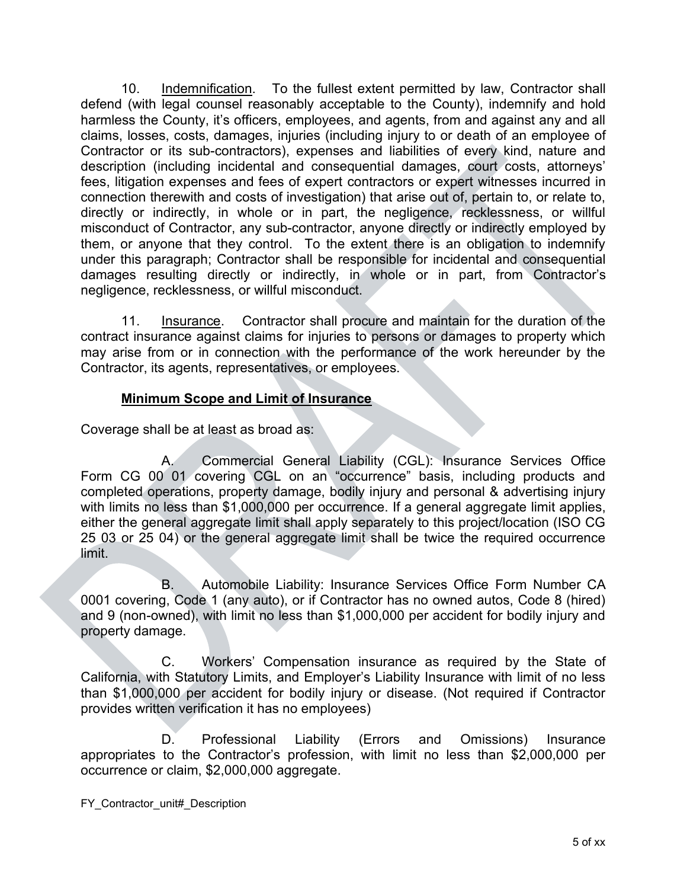10. Indemnification. To the fullest extent permitted by law, Contractor shall defend (with legal counsel reasonably acceptable to the County), indemnify and hold harmless the County, it's officers, employees, and agents, from and against any and all claims, losses, costs, damages, injuries (including injury to or death of an employee of Contractor or its sub-contractors), expenses and liabilities of every kind, nature and description (including incidental and consequential damages, court costs, attorneys' fees, litigation expenses and fees of expert contractors or expert witnesses incurred in connection therewith and costs of investigation) that arise out of, pertain to, or relate to, directly or indirectly, in whole or in part, the negligence, recklessness, or willful misconduct of Contractor, any sub-contractor, anyone directly or indirectly employed by them, or anyone that they control. To the extent there is an obligation to indemnify under this paragraph; Contractor shall be responsible for incidental and consequential damages resulting directly or indirectly, in whole or in part, from Contractor's negligence, recklessness, or willful misconduct.

11. Insurance. Contractor shall procure and maintain for the duration of the contract insurance against claims for injuries to persons or damages to property which may arise from or in connection with the performance of the work hereunder by the Contractor, its agents, representatives, or employees.

**Minimum Scope and Limit of Insurance**

Coverage shall be at least as broad as:

A. Commercial General Liability (CGL): Insurance Services Office Form CG 00 01 covering CGL on an "occurrence" basis, including products and completed operations, property damage, bodily injury and personal & advertising injury with limits no less than $1,000,000 per occurrence. If a general aggregate limit applies, either the general aggregate limit shall apply separately to this project/location (ISO CG 25 03 or 25 04) or the general aggregate limit shall be twice the required occurrence limit.

B. Automobile Liability: Insurance Services Office Form Number CA 0001 covering, Code 1 (any auto), or if Contractor has no owned autos, Code 8 (hired) and 9 (non-owned), with limit no less than $1,000,000 per accident for bodily injury and property damage.

C. Workers' Compensation insurance as required by the State of California, with Statutory Limits, and Employer's Liability Insurance with limit of no less than $1,000,000 per accident for bodily injury or disease. (Not required if Contractor provides written verification it has no employees)

D. Professional Liability (Errors and Omissions) Insurance appropriates to the Contractor's profession, with limit no less than $2,000,000 per occurrence or claim, $2,000,000 aggregate.

FY_Contractor_unit#_Description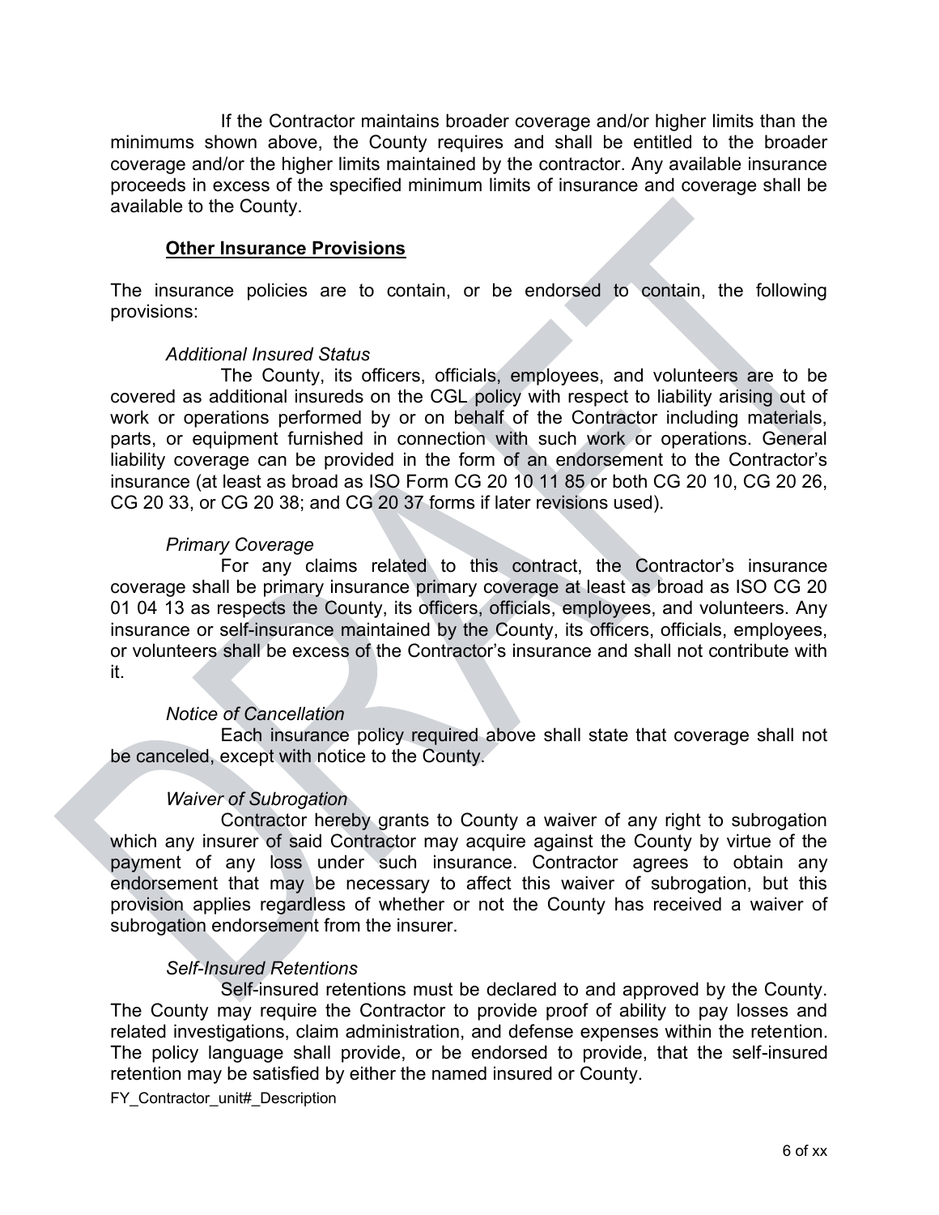If the Contractor maintains broader coverage and/or higher limits than the minimums shown above, the County requires and shall be entitled to the broader coverage and/or the higher limits maintained by the contractor. Any available insurance proceeds in excess of the specified minimum limits of insurance and coverage shall be available to the County.

**Other Insurance Provisions**

The insurance policies are to contain, or be endorsed to contain, the following provisions:

*Additional Insured Status*

The County, its officers, officials, employees, and volunteers are to be covered as additional insureds on the CGL policy with respect to liability arising out of work or operations performed by or on behalf of the Contractor including materials, parts, or equipment furnished in connection with such work or operations. General liability coverage can be provided in the form of an endorsement to the Contractor's insurance (at least as broad as ISO Form CG 20 10 11 85 or both CG 20 10, CG 20 26, CG 20 33, or CG 20 38; and CG 20 37 forms if later revisions used).

*Primary Coverage*

For any claims related to this contract, the Contractor's insurance coverage shall be primary insurance primary coverage at least as broad as ISO CG 20 01 04 13 as respects the County, its officers, officials, employees, and volunteers. Any insurance or self-insurance maintained by the County, its officers, officials, employees, or volunteers shall be excess of the Contractor's insurance and shall not contribute with it.

*Notice of Cancellation*

Each insurance policy required above shall state that coverage shall not be canceled, except with notice to the County.

*Waiver of Subrogation*

Contractor hereby grants to County a waiver of any right to subrogation which any insurer of said Contractor may acquire against the County by virtue of the payment of any loss under such insurance. Contractor agrees to obtain any endorsement that may be necessary to affect this waiver of subrogation, but this provision applies regardless of whether or not the County has received a waiver of subrogation endorsement from the insurer.

*Self-Insured Retentions*

Self-insured retentions must be declared to and approved by the County. The County may require the Contractor to provide proof of ability to pay losses and related investigations, claim administration, and defense expenses within the retention. The policy language shall provide, or be endorsed to provide, that the self-insured retention may be satisfied by either the named insured or County.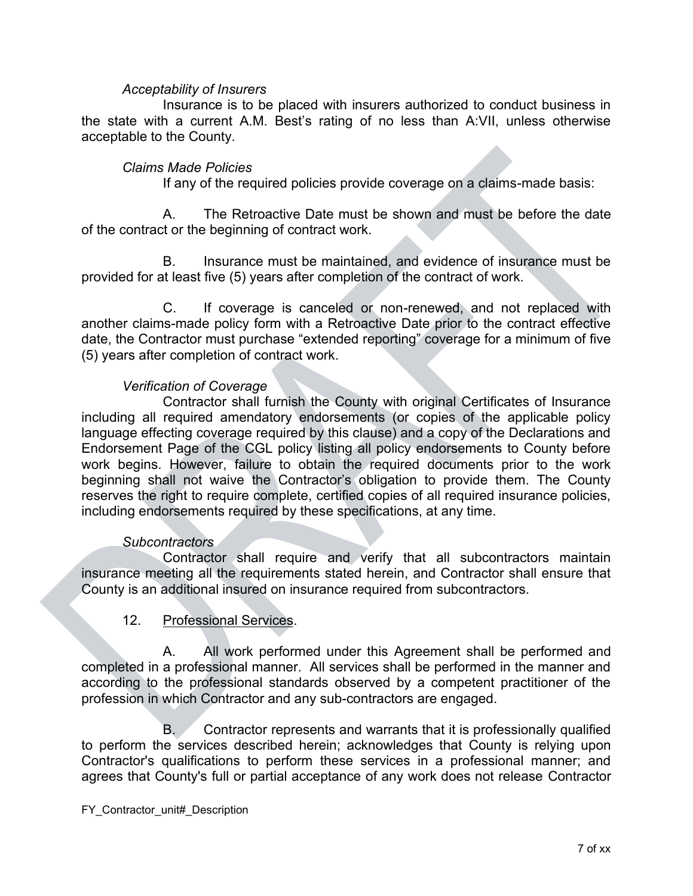*Acceptability of Insurers*

Insurance is to be placed with insurers authorized to conduct business in the state with a current A.M. Best's rating of no less than A:VII, unless otherwise acceptable to the County.

*Claims Made Policies*

If any of the required policies provide coverage on a claims-made basis:

A. The Retroactive Date must be shown and must be before the date of the contract or the beginning of contract work.

B. Insurance must be maintained, and evidence of insurance must be provided for at least five (5) years after completion of the contract of work.

C. If coverage is canceled or non-renewed, and not replaced with another claims-made policy form with a Retroactive Date prior to the contract effective date, the Contractor must purchase "extended reporting" coverage for a minimum of five (5) years after completion of contract work.

*Verification of Coverage*

Contractor shall furnish the County with original Certificates of Insurance including all required amendatory endorsements (or copies of the applicable policy language effecting coverage required by this clause) and a copy of the Declarations and Endorsement Page of the CGL policy listing all policy endorsements to County before work begins. However, failure to obtain the required documents prior to the work beginning shall not waive the Contractor's obligation to provide them. The County reserves the right to require complete, certified copies of all required insurance policies, including endorsements required by these specifications, at any time.

*Subcontractors*

Contractor shall require and verify that all subcontractors maintain insurance meeting all the requirements stated herein, and Contractor shall ensure that County is an additional insured on insurance required from subcontractors.

12. Professional Services.

A. All work performed under this Agreement shall be performed and completed in a professional manner. All services shall be performed in the manner and according to the professional standards observed by a competent practitioner of the profession in which Contractor and any sub-contractors are engaged.

B. Contractor represents and warrants that it is professionally qualified to perform the services described herein; acknowledges that County is relying upon Contractor's qualifications to perform these services in a professional manner; and agrees that County's full or partial acceptance of any work does not release Contractor

FY_Contractor_unit#_Description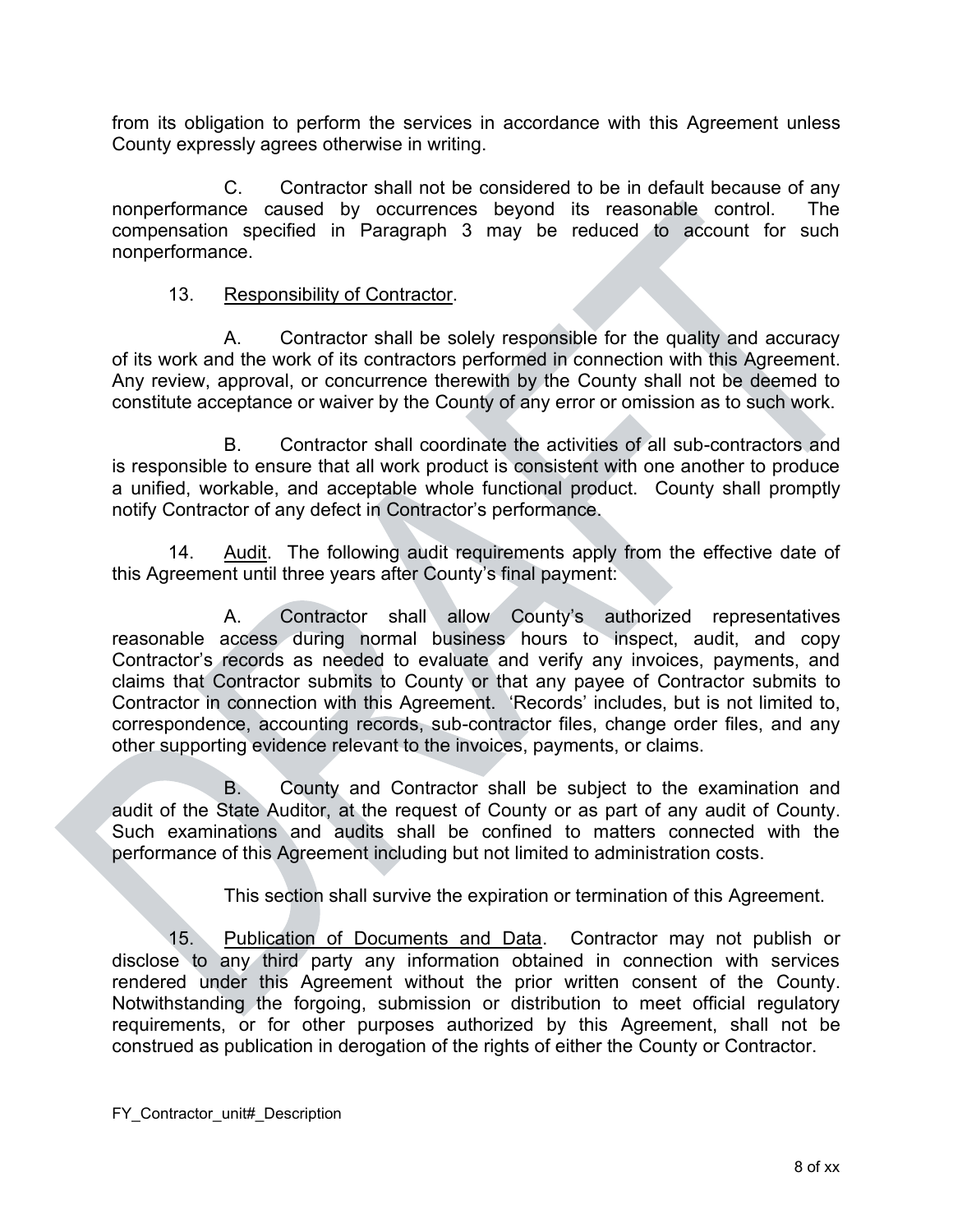from its obligation to perform the services in accordance with this Agreement unless County expressly agrees otherwise in writing.

C. Contractor shall not be considered to be in default because of any nonperformance caused by occurrences beyond its reasonable control. The compensation specified in Paragraph 3 may be reduced to account for such nonperformance.

13. Responsibility of Contractor.

A. Contractor shall be solely responsible for the quality and accuracy of its work and the work of its contractors performed in connection with this Agreement. Any review, approval, or concurrence therewith by the County shall not be deemed to constitute acceptance or waiver by the County of any error or omission as to such work.

B. Contractor shall coordinate the activities of all sub-contractors and is responsible to ensure that all work product is consistent with one another to produce a unified, workable, and acceptable whole functional product. County shall promptly notify Contractor of any defect in Contractor's performance.

14. Audit. The following audit requirements apply from the effective date of this Agreement until three years after County's final payment:

A. Contractor shall allow County's authorized representatives reasonable access during normal business hours to inspect, audit, and copy Contractor's records as needed to evaluate and verify any invoices, payments, and claims that Contractor submits to County or that any payee of Contractor submits to Contractor in connection with this Agreement. 'Records' includes, but is not limited to, correspondence, accounting records, sub-contractor files, change order files, and any other supporting evidence relevant to the invoices, payments, or claims.

B. County and Contractor shall be subject to the examination and audit of the State Auditor, at the request of County or as part of any audit of County. Such examinations and audits shall be confined to matters connected with the performance of this Agreement including but not limited to administration costs.

This section shall survive the expiration or termination of this Agreement.

15. Publication of Documents and Data. Contractor may not publish or disclose to any third party any information obtained in connection with services rendered under this Agreement without the prior written consent of the County. Notwithstanding the forgoing, submission or distribution to meet official regulatory requirements, or for other purposes authorized by this Agreement, shall not be construed as publication in derogation of the rights of either the County or Contractor.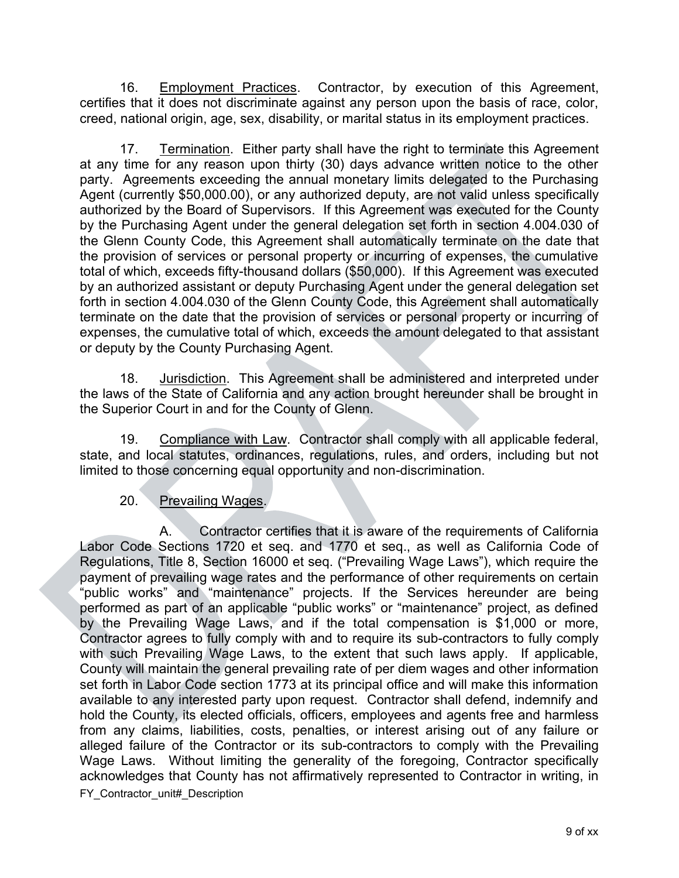16. Employment Practices. Contractor, by execution of this Agreement, certifies that it does not discriminate against any person upon the basis of race, color, creed, national origin, age, sex, disability, or marital status in its employment practices.

17. Termination. Either party shall have the right to terminate this Agreement at any time for any reason upon thirty (30) days advance written notice to the other party. Agreements exceeding the annual monetary limits delegated to the Purchasing Agent (currently $50,000.00), or any authorized deputy, are not valid unless specifically authorized by the Board of Supervisors. If this Agreement was executed for the County by the Purchasing Agent under the general delegation set forth in section 4.004.030 of the Glenn County Code, this Agreement shall automatically terminate on the date that the provision of services or personal property or incurring of expenses, the cumulative total of which, exceeds fifty-thousand dollars ($50,000). If this Agreement was executed by an authorized assistant or deputy Purchasing Agent under the general delegation set forth in section 4.004.030 of the Glenn County Code, this Agreement shall automatically terminate on the date that the provision of services or personal property or incurring of expenses, the cumulative total of which, exceeds the amount delegated to that assistant or deputy by the County Purchasing Agent.

18. Jurisdiction. This Agreement shall be administered and interpreted under the laws of the State of California and any action brought hereunder shall be brought in the Superior Court in and for the County of Glenn.

19. Compliance with Law. Contractor shall comply with all applicable federal, state, and local statutes, ordinances, regulations, rules, and orders, including but not limited to those concerning equal opportunity and non-discrimination.

20. Prevailing Wages.

A. Contractor certifies that it is aware of the requirements of California Labor Code Sections 1720 et seq. and 1770 et seq., as well as California Code of Regulations, Title 8, Section 16000 et seq. ("Prevailing Wage Laws"), which require the payment of prevailing wage rates and the performance of other requirements on certain "public works" and "maintenance" projects. If the Services hereunder are being performed as part of an applicable "public works" or "maintenance" project, as defined by the Prevailing Wage Laws, and if the total compensation is $1,000 or more, Contractor agrees to fully comply with and to require its sub-contractors to fully comply with such Prevailing Wage Laws, to the extent that such laws apply. If applicable, County will maintain the general prevailing rate of per diem wages and other information set forth in Labor Code section 1773 at its principal office and will make this information available to any interested party upon request. Contractor shall defend, indemnify and hold the County, its elected officials, officers, employees and agents free and harmless from any claims, liabilities, costs, penalties, or interest arising out of any failure or alleged failure of the Contractor or its sub-contractors to comply with the Prevailing Wage Laws. Without limiting the generality of the foregoing, Contractor specifically acknowledges that County has not affirmatively represented to Contractor in writing, in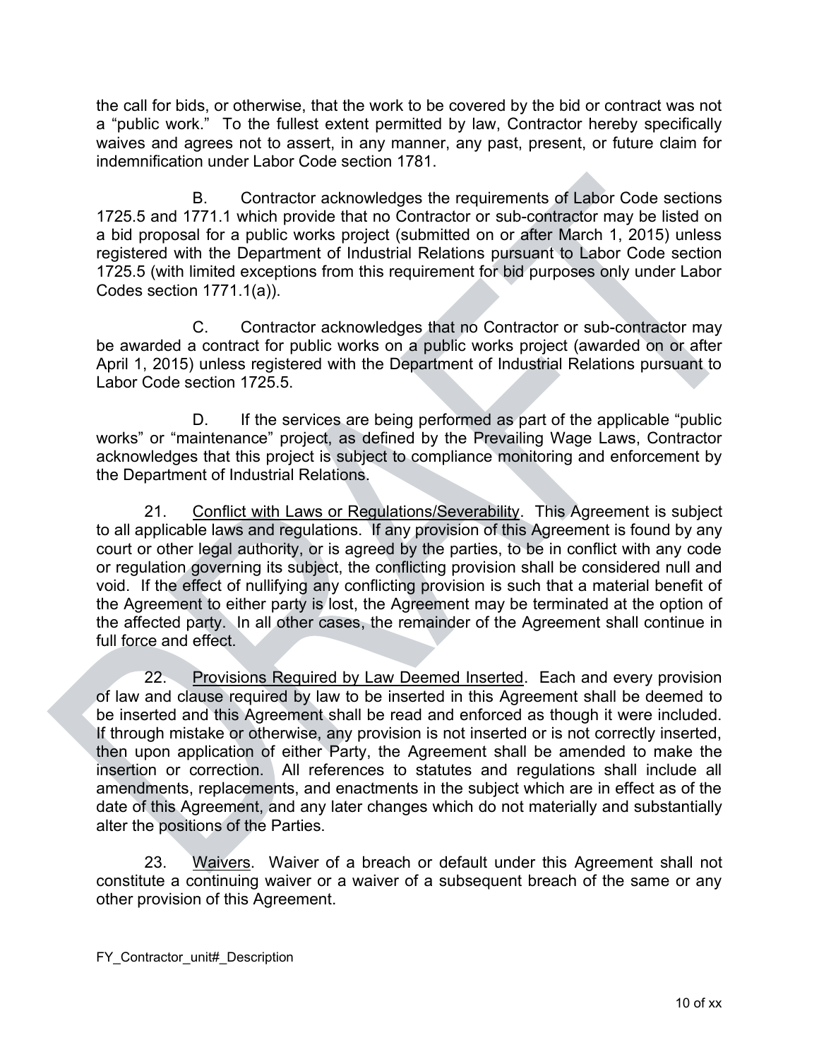the call for bids, or otherwise, that the work to be covered by the bid or contract was not a "public work." To the fullest extent permitted by law, Contractor hereby specifically waives and agrees not to assert, in any manner, any past, present, or future claim for indemnification under Labor Code section 1781.

B. Contractor acknowledges the requirements of Labor Code sections 1725.5 and 1771.1 which provide that no Contractor or sub-contractor may be listed on a bid proposal for a public works project (submitted on or after March 1, 2015) unless registered with the Department of Industrial Relations pursuant to Labor Code section 1725.5 (with limited exceptions from this requirement for bid purposes only under Labor Codes section 1771.1(a)).

C. Contractor acknowledges that no Contractor or sub-contractor may be awarded a contract for public works on a public works project (awarded on or after April 1, 2015) unless registered with the Department of Industrial Relations pursuant to Labor Code section 1725.5.

D. If the services are being performed as part of the applicable "public works" or "maintenance" project, as defined by the Prevailing Wage Laws, Contractor acknowledges that this project is subject to compliance monitoring and enforcement by the Department of Industrial Relations.

21. Conflict with Laws or Regulations/Severability. This Agreement is subject to all applicable laws and regulations. If any provision of this Agreement is found by any court or other legal authority, or is agreed by the parties, to be in conflict with any code or regulation governing its subject, the conflicting provision shall be considered null and void. If the effect of nullifying any conflicting provision is such that a material benefit of the Agreement to either party is lost, the Agreement may be terminated at the option of the affected party. In all other cases, the remainder of the Agreement shall continue in full force and effect.

22. Provisions Required by Law Deemed Inserted. Each and every provision of law and clause required by law to be inserted in this Agreement shall be deemed to be inserted and this Agreement shall be read and enforced as though it were included. If through mistake or otherwise, any provision is not inserted or is not correctly inserted, then upon application of either Party, the Agreement shall be amended to make the insertion or correction. All references to statutes and regulations shall include all amendments, replacements, and enactments in the subject which are in effect as of the date of this Agreement, and any later changes which do not materially and substantially alter the positions of the Parties.

23. Waivers. Waiver of a breach or default under this Agreement shall not constitute a continuing waiver or a waiver of a subsequent breach of the same or any other provision of this Agreement.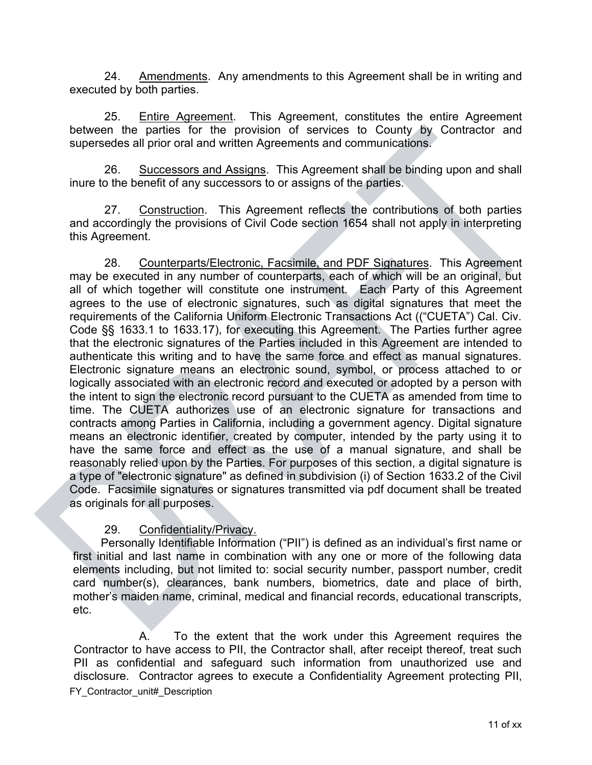24. Amendments. Any amendments to this Agreement shall be in writing and executed by both parties.

25. Entire Agreement. This Agreement, constitutes the entire Agreement between the parties for the provision of services to County by Contractor and supersedes all prior oral and written Agreements and communications.

26. Successors and Assigns. This Agreement shall be binding upon and shall inure to the benefit of any successors to or assigns of the parties.

27. Construction. This Agreement reflects the contributions of both parties and accordingly the provisions of Civil Code section 1654 shall not apply in interpreting this Agreement.

28. Counterparts/Electronic, Facsimile, and PDF Signatures. This Agreement may be executed in any number of counterparts, each of which will be an original, but all of which together will constitute one instrument. Each Party of this Agreement agrees to the use of electronic signatures, such as digital signatures that meet the requirements of the California Uniform Electronic Transactions Act (("CUETA") Cal. Civ. Code §§ 1633.1 to 1633.17), for executing this Agreement. The Parties further agree that the electronic signatures of the Parties included in this Agreement are intended to authenticate this writing and to have the same force and effect as manual signatures. Electronic signature means an electronic sound, symbol, or process attached to or logically associated with an electronic record and executed or adopted by a person with the intent to sign the electronic record pursuant to the CUETA as amended from time to time. The CUETA authorizes use of an electronic signature for transactions and contracts among Parties in California, including a government agency. Digital signature means an electronic identifier, created by computer, intended by the party using it to have the same force and effect as the use of a manual signature, and shall be reasonably relied upon by the Parties. For purposes of this section, a digital signature is a type of "electronic signature" as defined in subdivision (i) of Section 1633.2 of the Civil Code. Facsimile signatures or signatures transmitted via pdf document shall be treated as originals for all purposes.

29. Confidentiality/Privacy.

Personally Identifiable Information ("PII") is defined as an individual's first name or first initial and last name in combination with any one or more of the following data elements including, but not limited to: social security number, passport number, credit card number(s), clearances, bank numbers, biometrics, date and place of birth, mother's maiden name, criminal, medical and financial records, educational transcripts, etc.

A. To the extent that the work under this Agreement requires the Contractor to have access to PII, the Contractor shall, after receipt thereof, treat such PII as confidential and safeguard such information from unauthorized use and disclosure. Contractor agrees to execute a Confidentiality Agreement protecting PII,

FY_Contractor_unit#_Description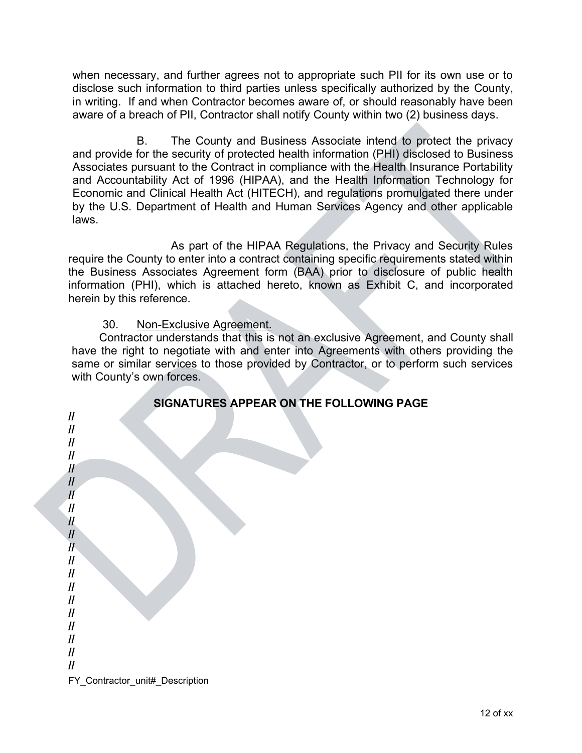when necessary, and further agrees not to appropriate such PII for its own use or to disclose such information to third parties unless specifically authorized by the County, in writing. If and when Contractor becomes aware of, or should reasonably have been aware of a breach of PII, Contractor shall notify County within two (2) business days.

B. The County and Business Associate intend to protect the privacy and provide for the security of protected health information (PHI) disclosed to Business Associates pursuant to the Contract in compliance with the Health Insurance Portability and Accountability Act of 1996 (HIPAA), and the Health Information Technology for Economic and Clinical Health Act (HITECH), and regulations promulgated there under by the U.S. Department of Health and Human Services Agency and other applicable laws.

As part of the HIPAA Regulations, the Privacy and Security Rules require the County to enter into a contract containing specific requirements stated within the Business Associates Agreement form (BAA) prior to disclosure of public health information (PHI), which is attached hereto, known as Exhibit C, and incorporated herein by this reference.

30. Non-Exclusive Agreement.

Contractor understands that this is not an exclusive Agreement, and County shall have the right to negotiate with and enter into Agreements with others providing the same or similar services to those provided by Contractor, or to perform such services with County's own forces.

**SIGNATURES APPEAR ON THE FOLLOWING PAGE**

//
//
//
//
//
//
//
//
//
//
//
//
//
//
//
//
//
//
//
//

FY_Contractor_unit#_Description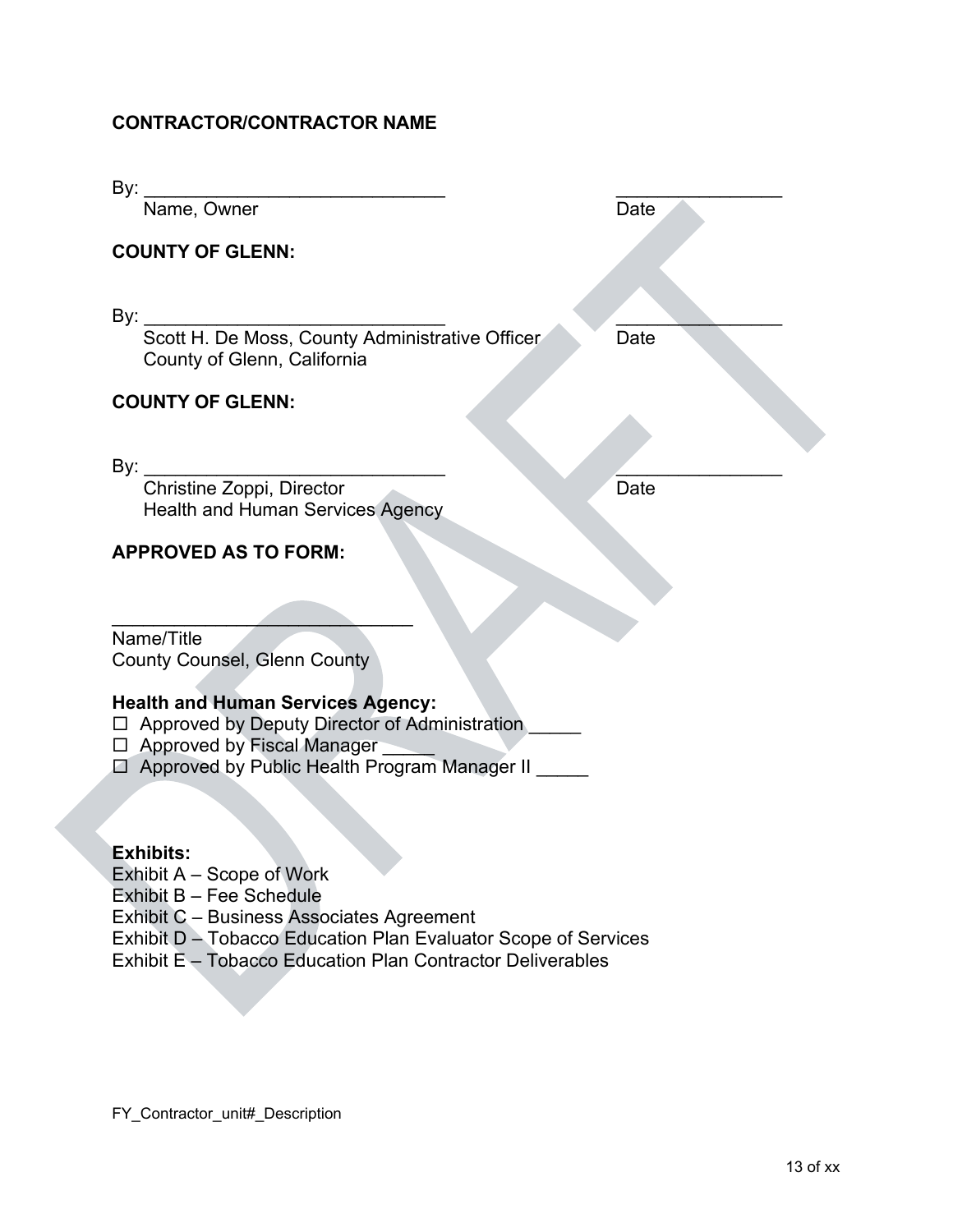**CONTRACTOR/CONTRACTOR NAME**

By: ______________________________ ________________
Name, Owner Date

**COUNTY OF GLENN:**

By: ______________________________ ________________
Scott H. De Moss, County Administrative Officer Date
County of Glenn, California

**COUNTY OF GLENN:**

By: ______________________________ ________________
Christine Zoppi, Director Date
Health and Human Services Agency

**APPROVED AS TO FORM:**

______________________________
Name/Title
County Counsel, Glenn County

**Health and Human Services Agency:**

☐ Approved by Deputy Director of Administration _____
☐ Approved by Fiscal Manager _____
☐ Approved by Public Health Program Manager II _____

**Exhibits:**
Exhibit A – Scope of Work
Exhibit B – Fee Schedule
Exhibit C – Business Associates Agreement
Exhibit D – Tobacco Education Plan Evaluator Scope of Services
Exhibit E – Tobacco Education Plan Contractor Deliverables

FY_Contractor_unit#_Description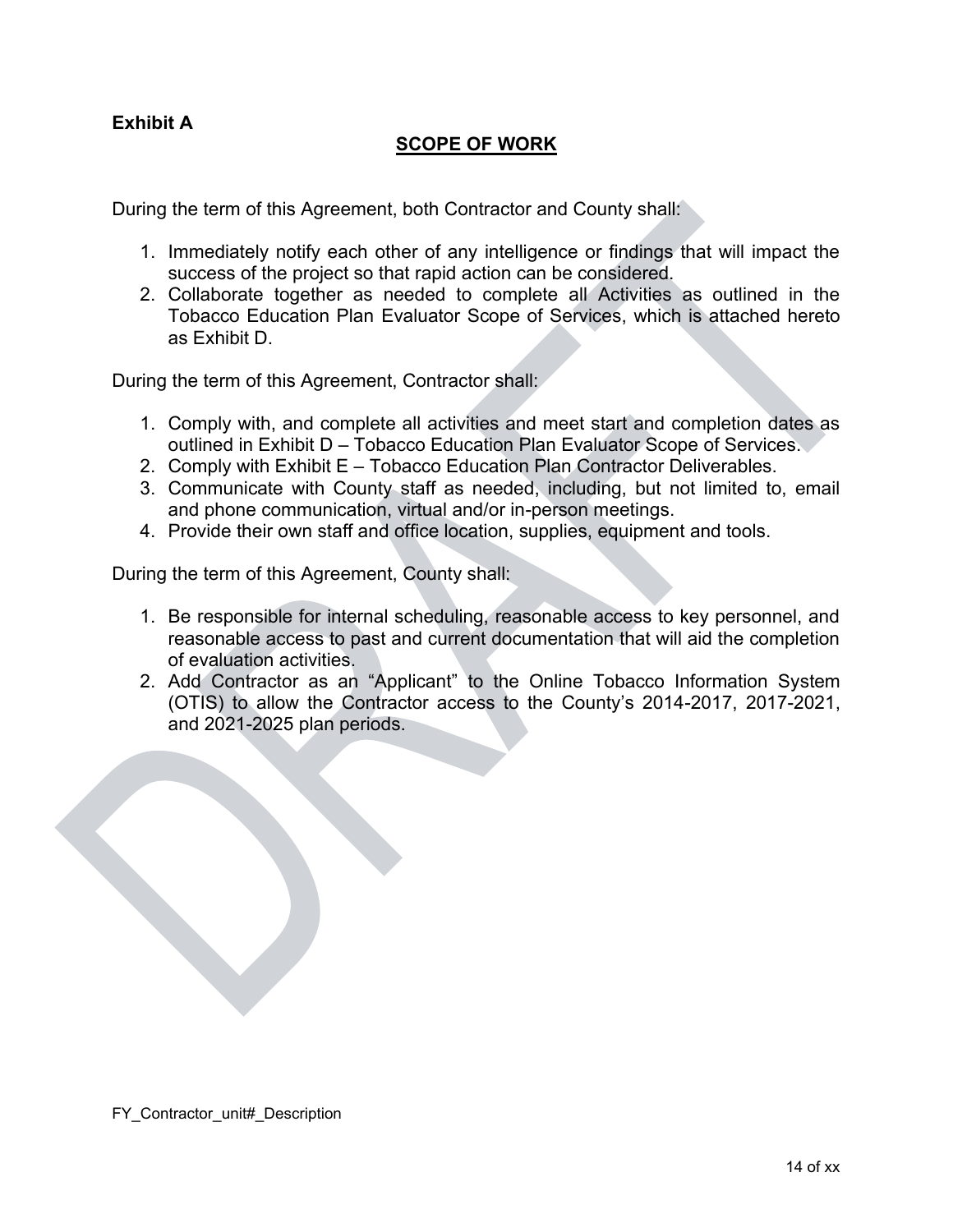**Exhibit A**

## SCOPE OF WORK

During the term of this Agreement, both Contractor and County shall:

1. Immediately notify each other of any intelligence or findings that will impact the success of the project so that rapid action can be considered.
2. Collaborate together as needed to complete all Activities as outlined in the Tobacco Education Plan Evaluator Scope of Services, which is attached hereto as Exhibit D.

During the term of this Agreement, Contractor shall:

1. Comply with, and complete all activities and meet start and completion dates as outlined in Exhibit D – Tobacco Education Plan Evaluator Scope of Services.
2. Comply with Exhibit E – Tobacco Education Plan Contractor Deliverables.
3. Communicate with County staff as needed, including, but not limited to, email and phone communication, virtual and/or in-person meetings.
4. Provide their own staff and office location, supplies, equipment and tools.

During the term of this Agreement, County shall:

1. Be responsible for internal scheduling, reasonable access to key personnel, and reasonable access to past and current documentation that will aid the completion of evaluation activities.
2. Add Contractor as an "Applicant" to the Online Tobacco Information System (OTIS) to allow the Contractor access to the County's 2014-2017, 2017-2021, and 2021-2025 plan periods.

FY_Contractor_unit#_Description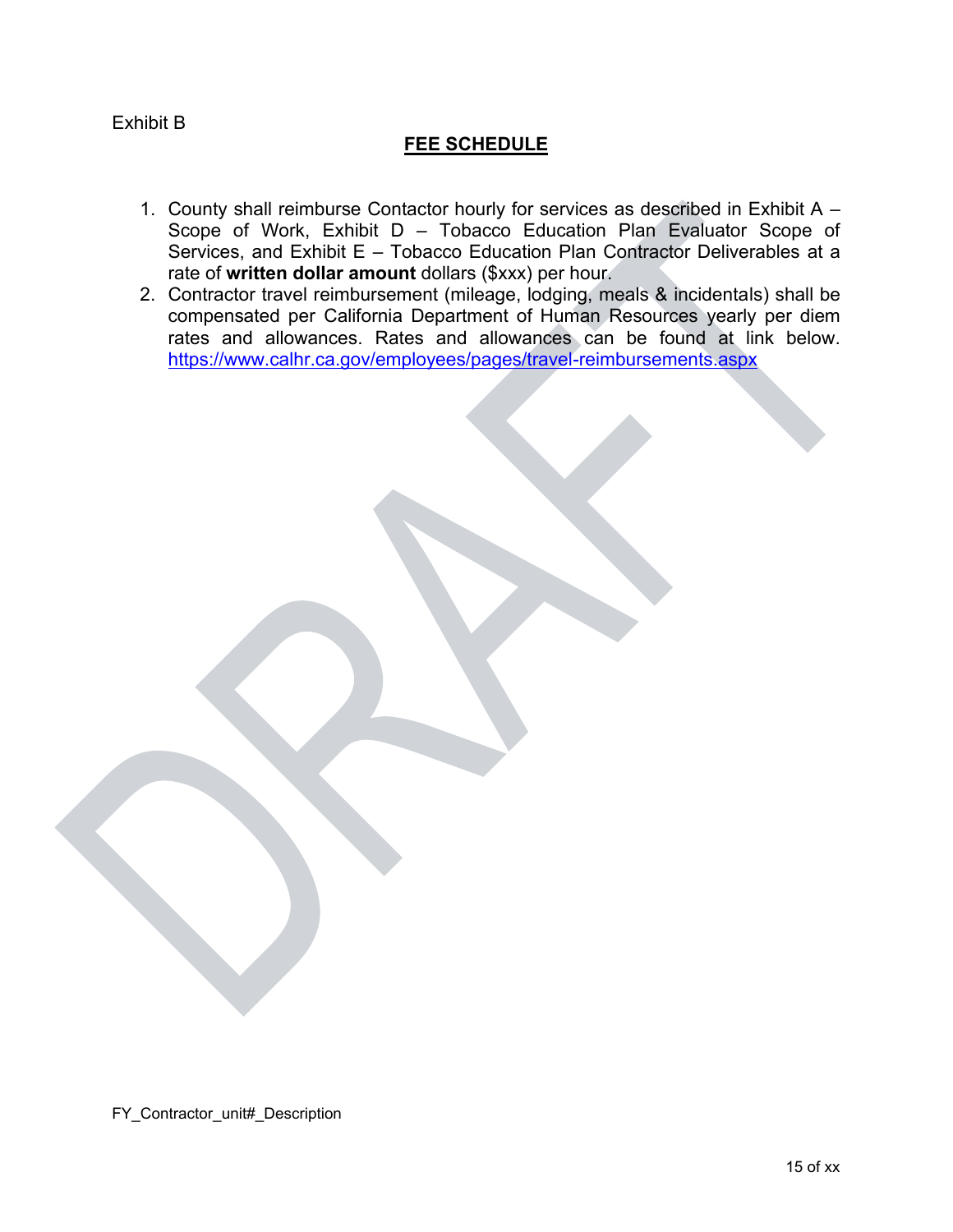Exhibit B

## FEE SCHEDULE

1. County shall reimburse Contactor hourly for services as described in Exhibit A – Scope of Work, Exhibit D – Tobacco Education Plan Evaluator Scope of Services, and Exhibit E – Tobacco Education Plan Contractor Deliverables at a rate of **written dollar amount** dollars ($xxx) per hour.
2. Contractor travel reimbursement (mileage, lodging, meals & incidentals) shall be compensated per California Department of Human Resources yearly per diem rates and allowances. Rates and allowances can be found at link below. https://www.calhr.ca.gov/employees/pages/travel-reimbursements.aspx

FY_Contractor_unit#_Description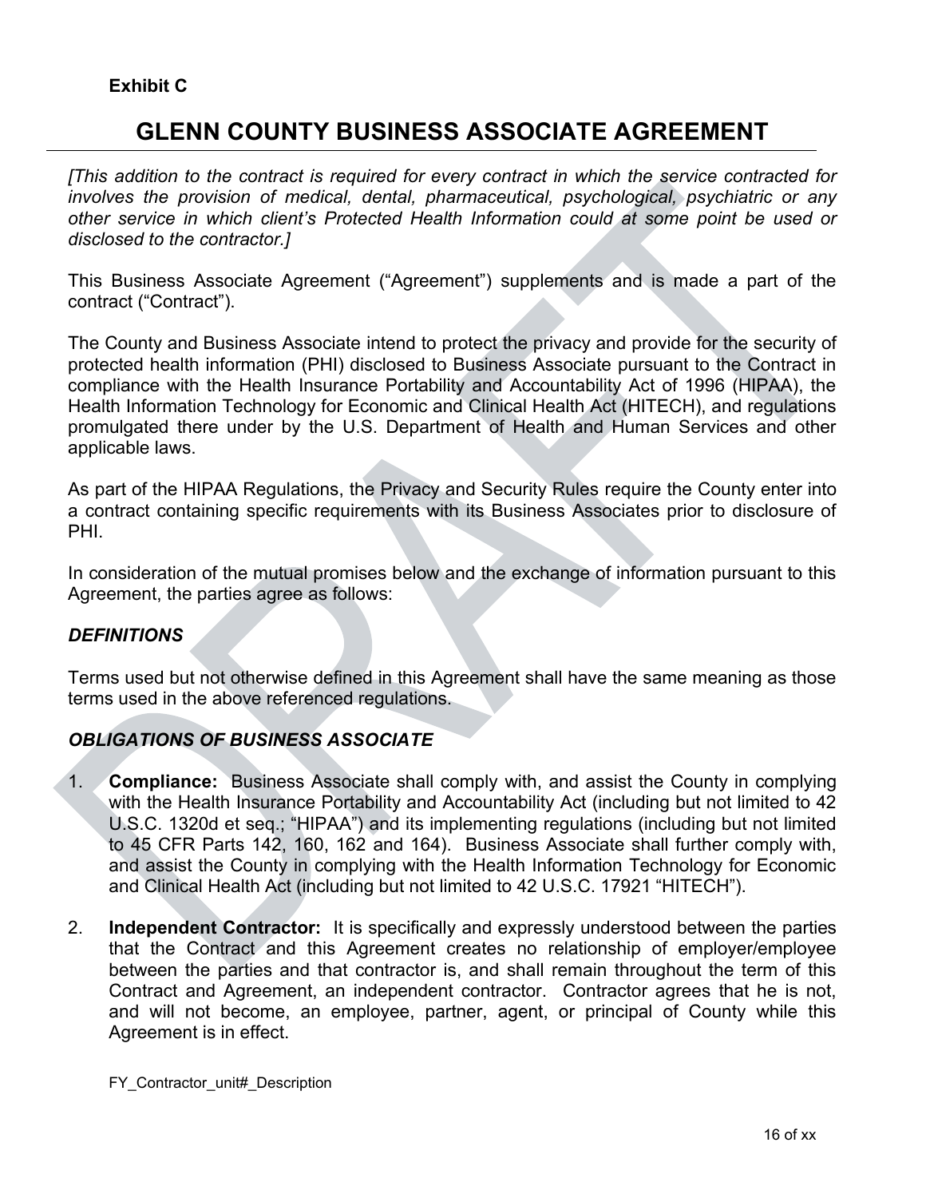**Exhibit C**

# GLENN COUNTY BUSINESS ASSOCIATE AGREEMENT

*[This addition to the contract is required for every contract in which the service contracted for involves the provision of medical, dental, pharmaceutical, psychological, psychiatric or any other service in which client's Protected Health Information could at some point be used or disclosed to the contractor.]*

This Business Associate Agreement ("Agreement") supplements and is made a part of the contract ("Contract").

The County and Business Associate intend to protect the privacy and provide for the security of protected health information (PHI) disclosed to Business Associate pursuant to the Contract in compliance with the Health Insurance Portability and Accountability Act of 1996 (HIPAA), the Health Information Technology for Economic and Clinical Health Act (HITECH), and regulations promulgated there under by the U.S. Department of Health and Human Services and other applicable laws.

As part of the HIPAA Regulations, the Privacy and Security Rules require the County enter into a contract containing specific requirements with its Business Associates prior to disclosure of PHI.

In consideration of the mutual promises below and the exchange of information pursuant to this Agreement, the parties agree as follows:

***DEFINITIONS***

Terms used but not otherwise defined in this Agreement shall have the same meaning as those terms used in the above referenced regulations.

***OBLIGATIONS OF BUSINESS ASSOCIATE***

1. **Compliance:** Business Associate shall comply with, and assist the County in complying with the Health Insurance Portability and Accountability Act (including but not limited to 42 U.S.C. 1320d et seq.; "HIPAA") and its implementing regulations (including but not limited to 45 CFR Parts 142, 160, 162 and 164). Business Associate shall further comply with, and assist the County in complying with the Health Information Technology for Economic and Clinical Health Act (including but not limited to 42 U.S.C. 17921 "HITECH").

2. **Independent Contractor:** It is specifically and expressly understood between the parties that the Contract and this Agreement creates no relationship of employer/employee between the parties and that contractor is, and shall remain throughout the term of this Contract and Agreement, an independent contractor. Contractor agrees that he is not, and will not become, an employee, partner, agent, or principal of County while this Agreement is in effect.

FY_Contractor_unit#_Description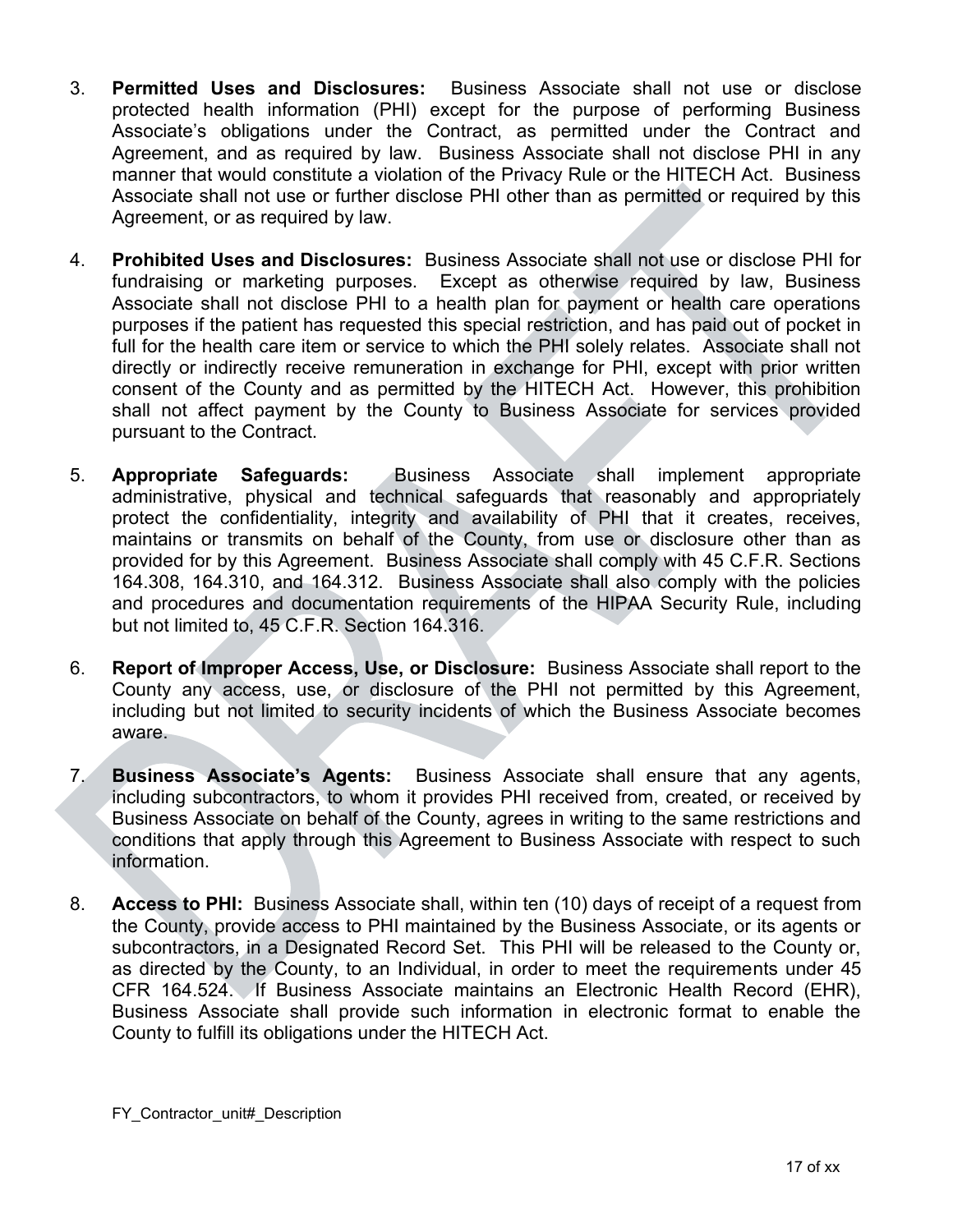3. **Permitted Uses and Disclosures:** Business Associate shall not use or disclose protected health information (PHI) except for the purpose of performing Business Associate's obligations under the Contract, as permitted under the Contract and Agreement, and as required by law. Business Associate shall not disclose PHI in any manner that would constitute a violation of the Privacy Rule or the HITECH Act. Business Associate shall not use or further disclose PHI other than as permitted or required by this Agreement, or as required by law.

4. **Prohibited Uses and Disclosures:** Business Associate shall not use or disclose PHI for fundraising or marketing purposes. Except as otherwise required by law, Business Associate shall not disclose PHI to a health plan for payment or health care operations purposes if the patient has requested this special restriction, and has paid out of pocket in full for the health care item or service to which the PHI solely relates. Associate shall not directly or indirectly receive remuneration in exchange for PHI, except with prior written consent of the County and as permitted by the HITECH Act. However, this prohibition shall not affect payment by the County to Business Associate for services provided pursuant to the Contract.

5. **Appropriate Safeguards:** Business Associate shall implement appropriate administrative, physical and technical safeguards that reasonably and appropriately protect the confidentiality, integrity and availability of PHI that it creates, receives, maintains or transmits on behalf of the County, from use or disclosure other than as provided for by this Agreement. Business Associate shall comply with 45 C.F.R. Sections 164.308, 164.310, and 164.312. Business Associate shall also comply with the policies and procedures and documentation requirements of the HIPAA Security Rule, including but not limited to, 45 C.F.R. Section 164.316.

6. **Report of Improper Access, Use, or Disclosure:** Business Associate shall report to the County any access, use, or disclosure of the PHI not permitted by this Agreement, including but not limited to security incidents of which the Business Associate becomes aware.

7. **Business Associate's Agents:** Business Associate shall ensure that any agents, including subcontractors, to whom it provides PHI received from, created, or received by Business Associate on behalf of the County, agrees in writing to the same restrictions and conditions that apply through this Agreement to Business Associate with respect to such information.

8. **Access to PHI:** Business Associate shall, within ten (10) days of receipt of a request from the County, provide access to PHI maintained by the Business Associate, or its agents or subcontractors, in a Designated Record Set. This PHI will be released to the County or, as directed by the County, to an Individual, in order to meet the requirements under 45 CFR 164.524. If Business Associate maintains an Electronic Health Record (EHR), Business Associate shall provide such information in electronic format to enable the County to fulfill its obligations under the HITECH Act.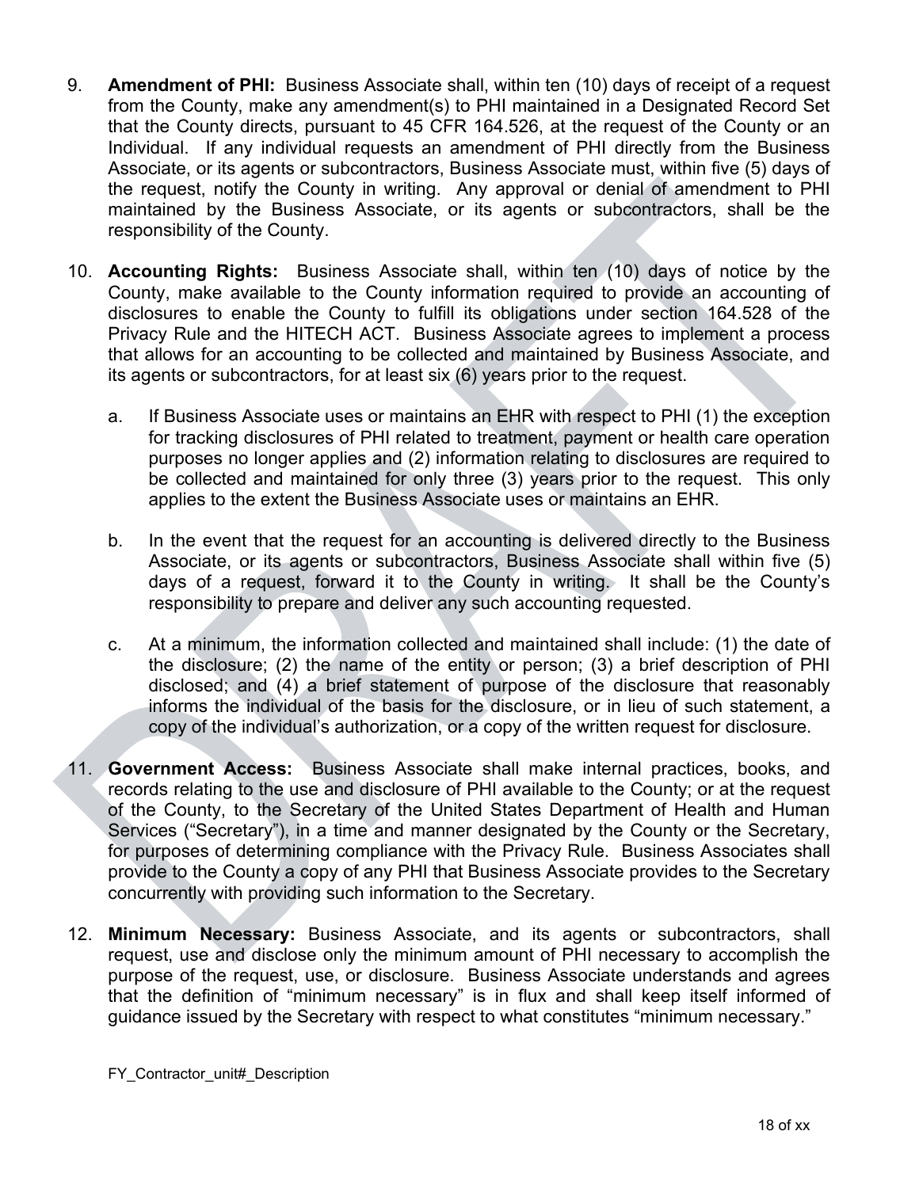9. **Amendment of PHI:** Business Associate shall, within ten (10) days of receipt of a request from the County, make any amendment(s) to PHI maintained in a Designated Record Set that the County directs, pursuant to 45 CFR 164.526, at the request of the County or an Individual. If any individual requests an amendment of PHI directly from the Business Associate, or its agents or subcontractors, Business Associate must, within five (5) days of the request, notify the County in writing. Any approval or denial of amendment to PHI maintained by the Business Associate, or its agents or subcontractors, shall be the responsibility of the County.

10. **Accounting Rights:** Business Associate shall, within ten (10) days of notice by the County, make available to the County information required to provide an accounting of disclosures to enable the County to fulfill its obligations under section 164.528 of the Privacy Rule and the HITECH ACT. Business Associate agrees to implement a process that allows for an accounting to be collected and maintained by Business Associate, and its agents or subcontractors, for at least six (6) years prior to the request.

    a. If Business Associate uses or maintains an EHR with respect to PHI (1) the exception for tracking disclosures of PHI related to treatment, payment or health care operation purposes no longer applies and (2) information relating to disclosures are required to be collected and maintained for only three (3) years prior to the request. This only applies to the extent the Business Associate uses or maintains an EHR.

    b. In the event that the request for an accounting is delivered directly to the Business Associate, or its agents or subcontractors, Business Associate shall within five (5) days of a request, forward it to the County in writing. It shall be the County's responsibility to prepare and deliver any such accounting requested.

    c. At a minimum, the information collected and maintained shall include: (1) the date of the disclosure; (2) the name of the entity or person; (3) a brief description of PHI disclosed; and (4) a brief statement of purpose of the disclosure that reasonably informs the individual of the basis for the disclosure, or in lieu of such statement, a copy of the individual's authorization, or a copy of the written request for disclosure.

11. **Government Access:** Business Associate shall make internal practices, books, and records relating to the use and disclosure of PHI available to the County; or at the request of the County, to the Secretary of the United States Department of Health and Human Services ("Secretary"), in a time and manner designated by the County or the Secretary, for purposes of determining compliance with the Privacy Rule. Business Associates shall provide to the County a copy of any PHI that Business Associate provides to the Secretary concurrently with providing such information to the Secretary.

12. **Minimum Necessary:** Business Associate, and its agents or subcontractors, shall request, use and disclose only the minimum amount of PHI necessary to accomplish the purpose of the request, use, or disclosure. Business Associate understands and agrees that the definition of "minimum necessary" is in flux and shall keep itself informed of guidance issued by the Secretary with respect to what constitutes "minimum necessary."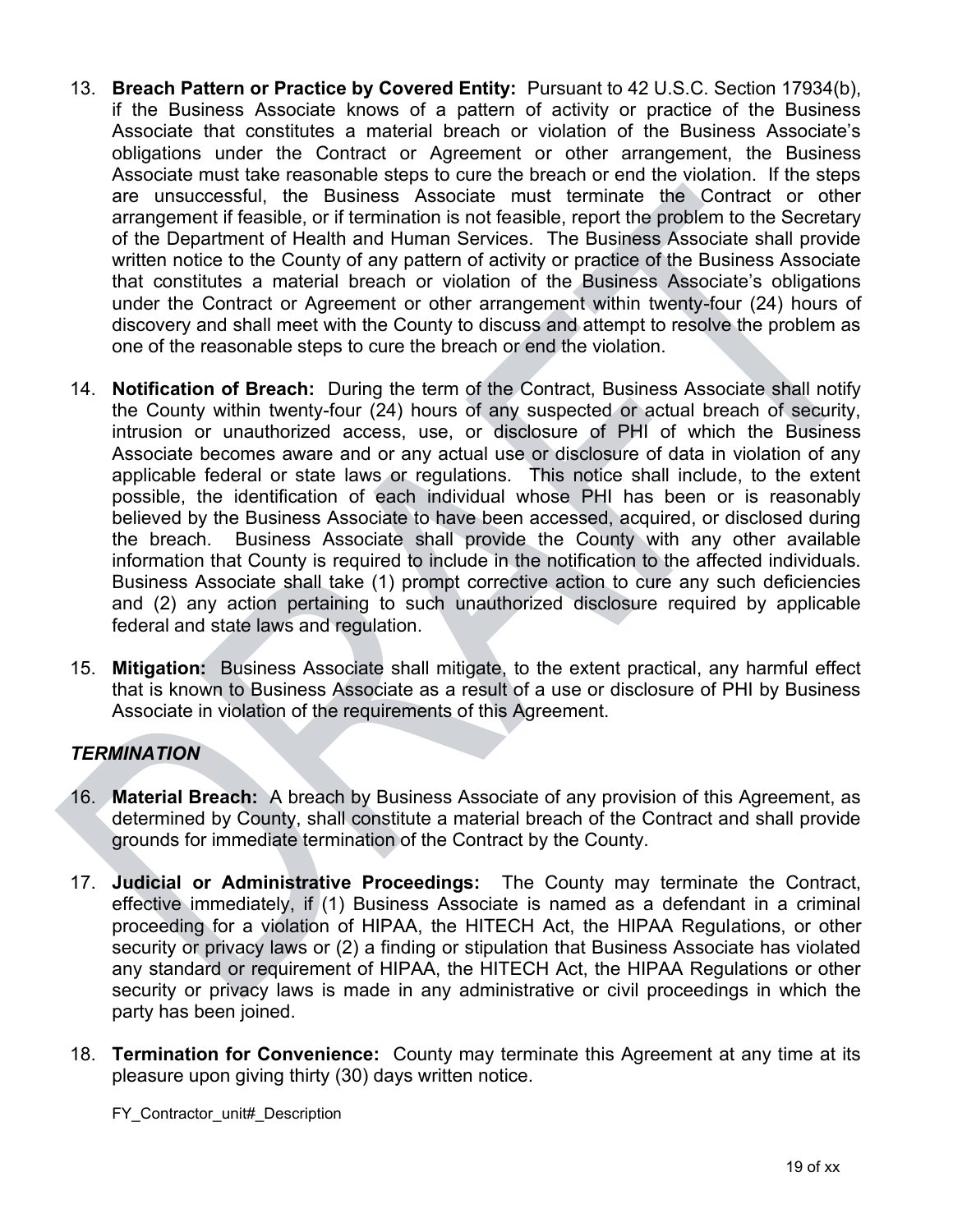13. **Breach Pattern or Practice by Covered Entity:** Pursuant to 42 U.S.C. Section 17934(b), if the Business Associate knows of a pattern of activity or practice of the Business Associate that constitutes a material breach or violation of the Business Associate's obligations under the Contract or Agreement or other arrangement, the Business Associate must take reasonable steps to cure the breach or end the violation. If the steps are unsuccessful, the Business Associate must terminate the Contract or other arrangement if feasible, or if termination is not feasible, report the problem to the Secretary of the Department of Health and Human Services. The Business Associate shall provide written notice to the County of any pattern of activity or practice of the Business Associate that constitutes a material breach or violation of the Business Associate's obligations under the Contract or Agreement or other arrangement within twenty-four (24) hours of discovery and shall meet with the County to discuss and attempt to resolve the problem as one of the reasonable steps to cure the breach or end the violation.

14. **Notification of Breach:** During the term of the Contract, Business Associate shall notify the County within twenty-four (24) hours of any suspected or actual breach of security, intrusion or unauthorized access, use, or disclosure of PHI of which the Business Associate becomes aware and or any actual use or disclosure of data in violation of any applicable federal or state laws or regulations. This notice shall include, to the extent possible, the identification of each individual whose PHI has been or is reasonably believed by the Business Associate to have been accessed, acquired, or disclosed during the breach. Business Associate shall provide the County with any other available information that County is required to include in the notification to the affected individuals. Business Associate shall take (1) prompt corrective action to cure any such deficiencies and (2) any action pertaining to such unauthorized disclosure required by applicable federal and state laws and regulation.

15. **Mitigation:** Business Associate shall mitigate, to the extent practical, any harmful effect that is known to Business Associate as a result of a use or disclosure of PHI by Business Associate in violation of the requirements of this Agreement.

***TERMINATION***

16. **Material Breach:** A breach by Business Associate of any provision of this Agreement, as determined by County, shall constitute a material breach of the Contract and shall provide grounds for immediate termination of the Contract by the County.

17. **Judicial or Administrative Proceedings:** The County may terminate the Contract, effective immediately, if (1) Business Associate is named as a defendant in a criminal proceeding for a violation of HIPAA, the HITECH Act, the HIPAA Regulations, or other security or privacy laws or (2) a finding or stipulation that Business Associate has violated any standard or requirement of HIPAA, the HITECH Act, the HIPAA Regulations or other security or privacy laws is made in any administrative or civil proceedings in which the party has been joined.

18. **Termination for Convenience:** County may terminate this Agreement at any time at its pleasure upon giving thirty (30) days written notice.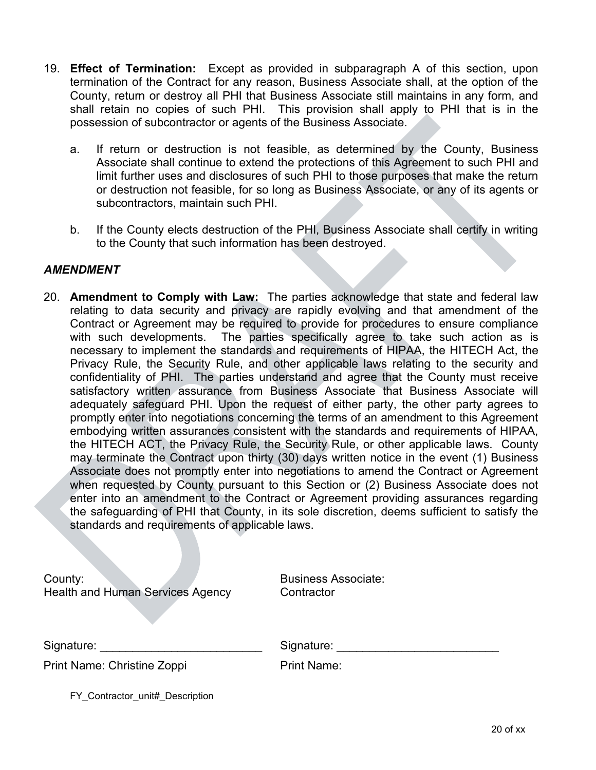19. **Effect of Termination:** Except as provided in subparagraph A of this section, upon termination of the Contract for any reason, Business Associate shall, at the option of the County, return or destroy all PHI that Business Associate still maintains in any form, and shall retain no copies of such PHI. This provision shall apply to PHI that is in the possession of subcontractor or agents of the Business Associate.

    a. If return or destruction is not feasible, as determined by the County, Business Associate shall continue to extend the protections of this Agreement to such PHI and limit further uses and disclosures of such PHI to those purposes that make the return or destruction not feasible, for so long as Business Associate, or any of its agents or subcontractors, maintain such PHI.

    b. If the County elects destruction of the PHI, Business Associate shall certify in writing to the County that such information has been destroyed.

***AMENDMENT***

20. **Amendment to Comply with Law:** The parties acknowledge that state and federal law relating to data security and privacy are rapidly evolving and that amendment of the Contract or Agreement may be required to provide for procedures to ensure compliance with such developments. The parties specifically agree to take such action as is necessary to implement the standards and requirements of HIPAA, the HITECH Act, the Privacy Rule, the Security Rule, and other applicable laws relating to the security and confidentiality of PHI. The parties understand and agree that the County must receive satisfactory written assurance from Business Associate that Business Associate will adequately safeguard PHI. Upon the request of either party, the other party agrees to promptly enter into negotiations concerning the terms of an amendment to this Agreement embodying written assurances consistent with the standards and requirements of HIPAA, the HITECH ACT, the Privacy Rule, the Security Rule, or other applicable laws. County may terminate the Contract upon thirty (30) days written notice in the event (1) Business Associate does not promptly enter into negotiations to amend the Contract or Agreement when requested by County pursuant to this Section or (2) Business Associate does not enter into an amendment to the Contract or Agreement providing assurances regarding the safeguarding of PHI that County, in its sole discretion, deems sufficient to satisfy the standards and requirements of applicable laws.

| County: Health and Human Services Agency | Business Associate: Contractor |
|---|---|
| Signature: _________________________ | Signature: _________________________ |
| Print Name: Christine Zoppi | Print Name: |

FY_Contractor_unit#_Description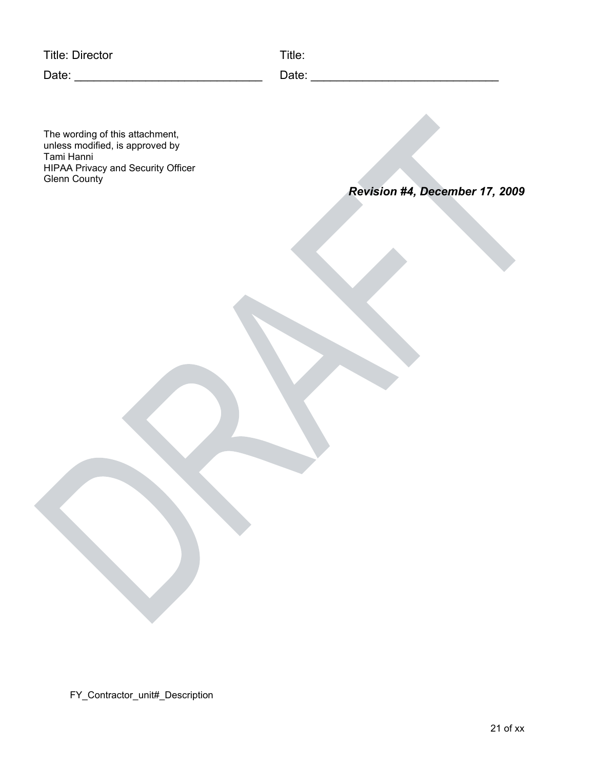| Title: Director | Title: |
| --- | --- |
| Date: ____________________________ | Date: ____________________________ |

The wording of this attachment, unless modified, is approved by
Tami Hanni
HIPAA Privacy and Security Officer
Glenn County

***Revision #4, December 17, 2009***

FY_Contractor_unit#_Description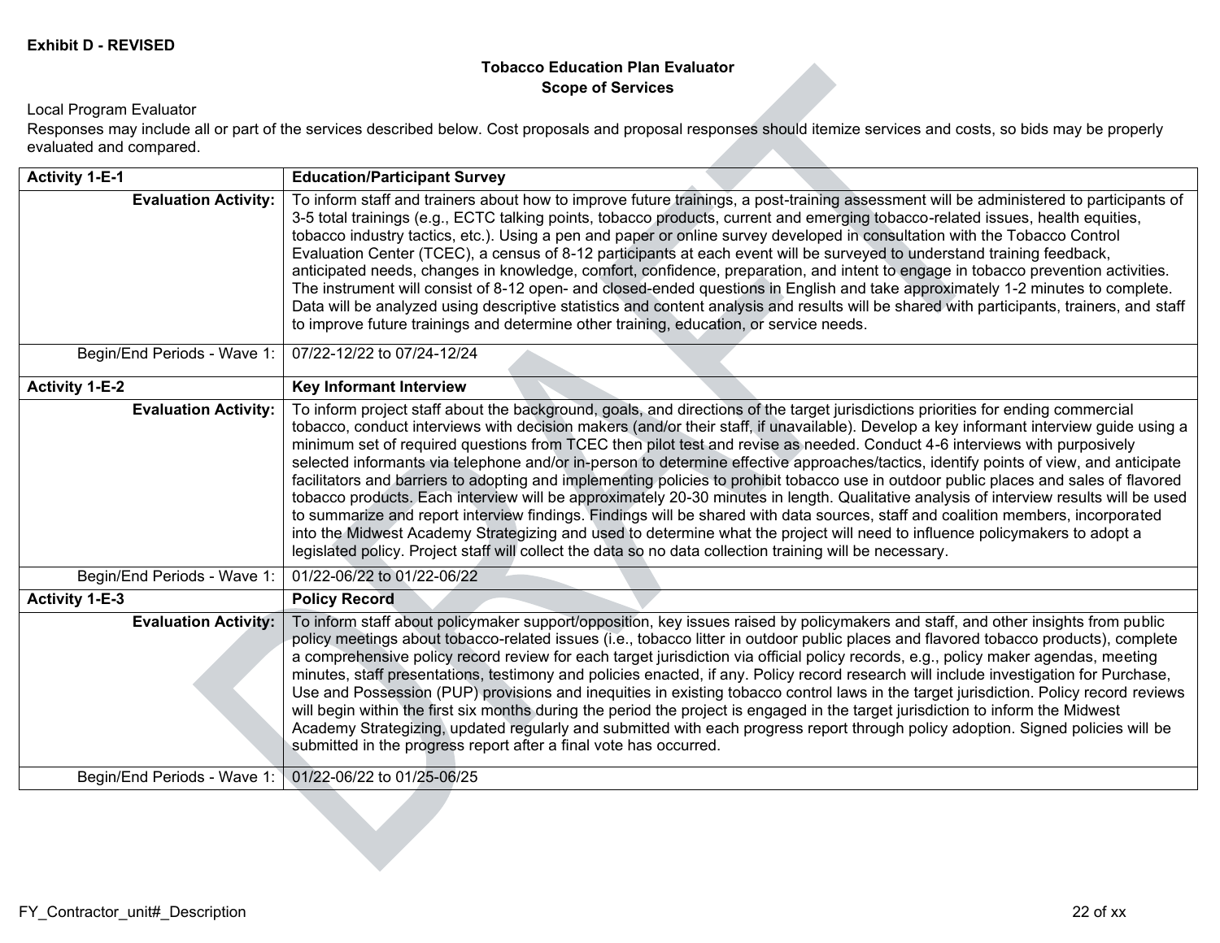**Exhibit D - REVISED**

**Tobacco Education Plan Evaluator**
**Scope of Services**

Local Program Evaluator
Responses may include all or part of the services described below. Cost proposals and proposal responses should itemize services and costs, so bids may be properly evaluated and compared.

| **Activity 1-E-1** | **Education/Participant Survey** |
|---|---|
| **Evaluation Activity:** | To inform staff and trainers about how to improve future trainings, a post-training assessment will be administered to participants of 3-5 total trainings (e.g., ECTC talking points, tobacco products, current and emerging tobacco-related issues, health equities, tobacco industry tactics, etc.). Using a pen and paper or online survey developed in consultation with the Tobacco Control Evaluation Center (TCEC), a census of 8-12 participants at each event will be surveyed to understand training feedback, anticipated needs, changes in knowledge, comfort, confidence, preparation, and intent to engage in tobacco prevention activities. The instrument will consist of 8-12 open- and closed-ended questions in English and take approximately 1-2 minutes to complete. Data will be analyzed using descriptive statistics and content analysis and results will be shared with participants, trainers, and staff to improve future trainings and determine other training, education, or service needs. |
| Begin/End Periods - Wave 1: | 07/22-12/22 to 07/24-12/24 |
| **Activity 1-E-2** | **Key Informant Interview** |
| **Evaluation Activity:** | To inform project staff about the background, goals, and directions of the target jurisdictions priorities for ending commercial tobacco, conduct interviews with decision makers (and/or their staff, if unavailable). Develop a key informant interview guide using a minimum set of required questions from TCEC then pilot test and revise as needed. Conduct 4-6 interviews with purposively selected informants via telephone and/or in-person to determine effective approaches/tactics, identify points of view, and anticipate facilitators and barriers to adopting and implementing policies to prohibit tobacco use in outdoor public places and sales of flavored tobacco products. Each interview will be approximately 20-30 minutes in length. Qualitative analysis of interview results will be used to summarize and report interview findings. Findings will be shared with data sources, staff and coalition members, incorporated into the Midwest Academy Strategizing and used to determine what the project will need to influence policymakers to adopt a legislated policy. Project staff will collect the data so no data collection training will be necessary. |
| Begin/End Periods - Wave 1: | 01/22-06/22 to 01/22-06/22 |
| **Activity 1-E-3** | **Policy Record** |
| **Evaluation Activity:** | To inform staff about policymaker support/opposition, key issues raised by policymakers and staff, and other insights from public policy meetings about tobacco-related issues (i.e., tobacco litter in outdoor public places and flavored tobacco products), complete a comprehensive policy record review for each target jurisdiction via official policy records, e.g., policy maker agendas, meeting minutes, staff presentations, testimony and policies enacted, if any. Policy record research will include investigation for Purchase, Use and Possession (PUP) provisions and inequities in existing tobacco control laws in the target jurisdiction. Policy record reviews will begin within the first six months during the period the project is engaged in the target jurisdiction to inform the Midwest Academy Strategizing, updated regularly and submitted with each progress report through policy adoption. Signed policies will be submitted in the progress report after a final vote has occurred. |
| Begin/End Periods - Wave 1: | 01/22-06/22 to 01/25-06/25 |

FY_Contractor_unit#_Description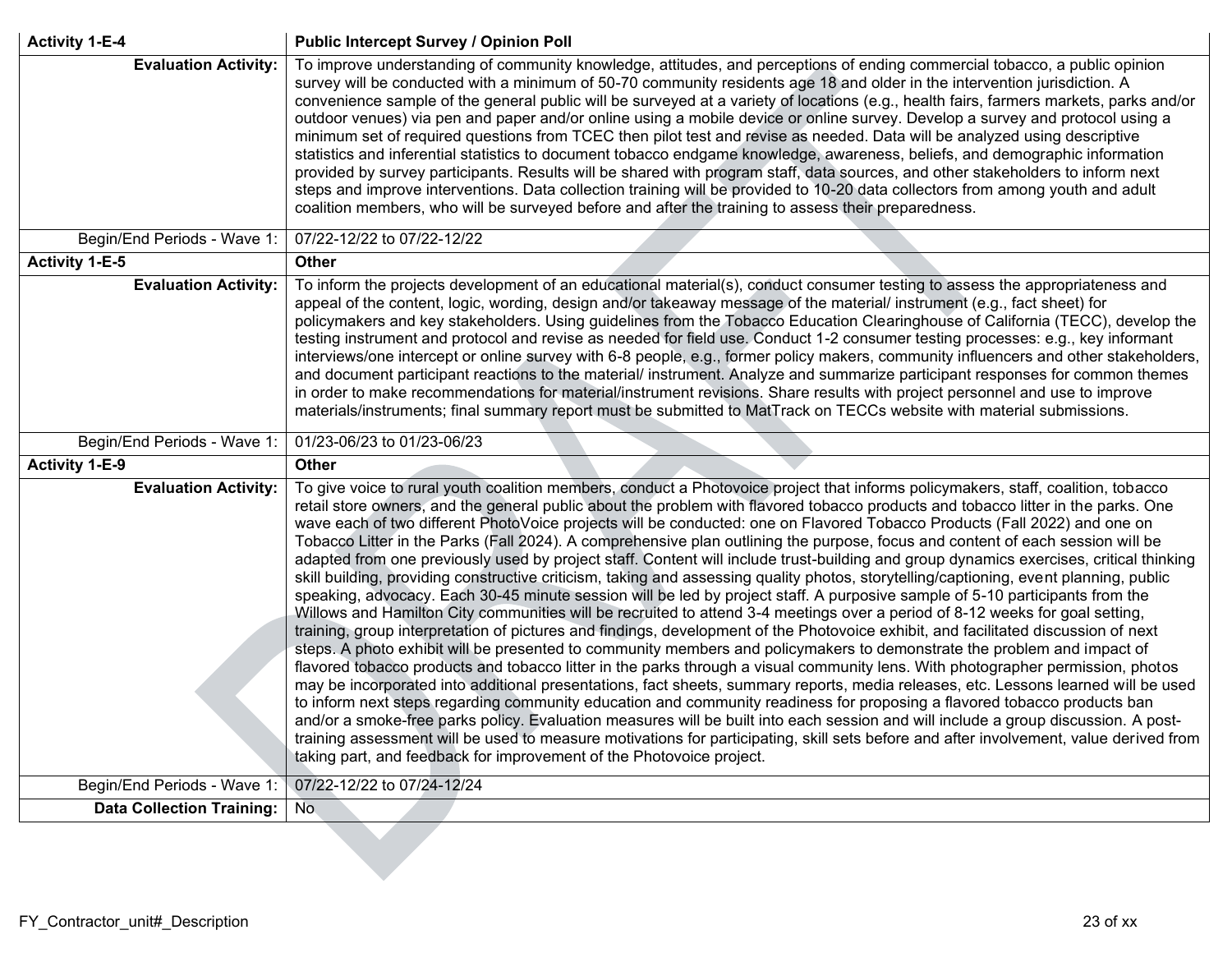| Activity 1-E-4 | Public Intercept Survey / Opinion Poll |
|---|---|
| Evaluation Activity: | To improve understanding of community knowledge, attitudes, and perceptions of ending commercial tobacco, a public opinion survey will be conducted with a minimum of 50-70 community residents age 18 and older in the intervention jurisdiction. A convenience sample of the general public will be surveyed at a variety of locations (e.g., health fairs, farmers markets, parks and/or outdoor venues) via pen and paper and/or online using a mobile device or online survey. Develop a survey and protocol using a minimum set of required questions from TCEC then pilot test and revise as needed. Data will be analyzed using descriptive statistics and inferential statistics to document tobacco endgame knowledge, awareness, beliefs, and demographic information provided by survey participants. Results will be shared with program staff, data sources, and other stakeholders to inform next steps and improve interventions. Data collection training will be provided to 10-20 data collectors from among youth and adult coalition members, who will be surveyed before and after the training to assess their preparedness. |
| Begin/End Periods - Wave 1: | 07/22-12/22 to 07/22-12/22 |
| **Activity 1-E-5** | **Other** |
| Evaluation Activity: | To inform the projects development of an educational material(s), conduct consumer testing to assess the appropriateness and appeal of the content, logic, wording, design and/or takeaway message of the material/ instrument (e.g., fact sheet) for policymakers and key stakeholders. Using guidelines from the Tobacco Education Clearinghouse of California (TECC), develop the testing instrument and protocol and revise as needed for field use. Conduct 1-2 consumer testing processes: e.g., key informant interviews/one intercept or online survey with 6-8 people, e.g., former policy makers, community influencers and other stakeholders, and document participant reactions to the material/ instrument. Analyze and summarize participant responses for common themes in order to make recommendations for material/instrument revisions. Share results with project personnel and use to improve materials/instruments; final summary report must be submitted to MatTrack on TECCs website with material submissions. |
| Begin/End Periods - Wave 1: | 01/23-06/23 to 01/23-06/23 |
| **Activity 1-E-9** | **Other** |
| Evaluation Activity: | To give voice to rural youth coalition members, conduct a Photovoice project that informs policymakers, staff, coalition, tobacco retail store owners, and the general public about the problem with flavored tobacco products and tobacco litter in the parks. One wave each of two different PhotoVoice projects will be conducted: one on Flavored Tobacco Products (Fall 2022) and one on Tobacco Litter in the Parks (Fall 2024). A comprehensive plan outlining the purpose, focus and content of each session will be adapted from one previously used by project staff. Content will include trust-building and group dynamics exercises, critical thinking skill building, providing constructive criticism, taking and assessing quality photos, storytelling/captioning, event planning, public speaking, advocacy. Each 30-45 minute session will be led by project staff. A purposive sample of 5-10 participants from the Willows and Hamilton City communities will be recruited to attend 3-4 meetings over a period of 8-12 weeks for goal setting, training, group interpretation of pictures and findings, development of the Photovoice exhibit, and facilitated discussion of next steps. A photo exhibit will be presented to community members and policymakers to demonstrate the problem and impact of flavored tobacco products and tobacco litter in the parks through a visual community lens. With photographer permission, photos may be incorporated into additional presentations, fact sheets, summary reports, media releases, etc. Lessons learned will be used to inform next steps regarding community education and community readiness for proposing a flavored tobacco products ban and/or a smoke-free parks policy. Evaluation measures will be built into each session and will include a group discussion. A post-training assessment will be used to measure motivations for participating, skill sets before and after involvement, value derived from taking part, and feedback for improvement of the Photovoice project. |
| Begin/End Periods - Wave 1: | 07/22-12/22 to 07/24-12/24 |
| **Data Collection Training:** | No |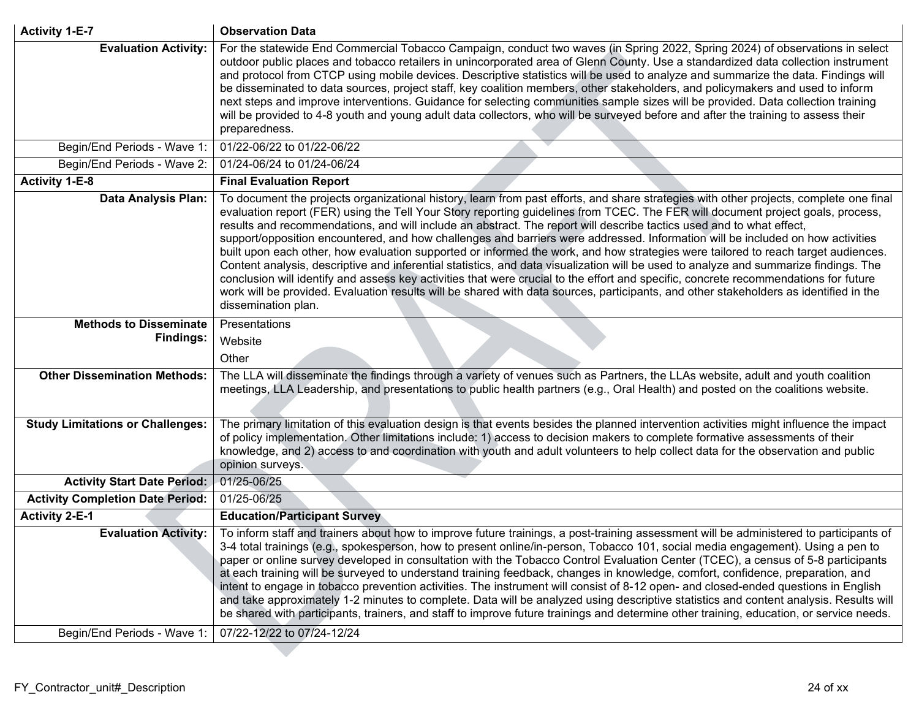| Activity 1-E-7 | Observation Data |
|---|---|
| **Evaluation Activity:** | For the statewide End Commercial Tobacco Campaign, conduct two waves (in Spring 2022, Spring 2024) of observations in select outdoor public places and tobacco retailers in unincorporated area of Glenn County. Use a standardized data collection instrument and protocol from CTCP using mobile devices. Descriptive statistics will be used to analyze and summarize the data. Findings will be disseminated to data sources, project staff, key coalition members, other stakeholders, and policymakers and used to inform next steps and improve interventions. Guidance for selecting communities sample sizes will be provided. Data collection training will be provided to 4-8 youth and young adult data collectors, who will be surveyed before and after the training to assess their preparedness. |
| Begin/End Periods - Wave 1: | 01/22-06/22 to 01/22-06/22 |
| Begin/End Periods - Wave 2: | 01/24-06/24 to 01/24-06/24 |
| **Activity 1-E-8** | **Final Evaluation Report** |
| **Data Analysis Plan:** | To document the projects organizational history, learn from past efforts, and share strategies with other projects, complete one final evaluation report (FER) using the Tell Your Story reporting guidelines from TCEC. The FER will document project goals, process, results and recommendations, and will include an abstract. The report will describe tactics used and to what effect, support/opposition encountered, and how challenges and barriers were addressed. Information will be included on how activities built upon each other, how evaluation supported or informed the work, and how strategies were tailored to reach target audiences. Content analysis, descriptive and inferential statistics, and data visualization will be used to analyze and summarize findings. The conclusion will identify and assess key activities that were crucial to the effort and specific, concrete recommendations for future work will be provided. Evaluation results will be shared with data sources, participants, and other stakeholders as identified in the dissemination plan. |
| **Methods to Disseminate Findings:** | Presentations<br>Website<br>Other |
| **Other Dissemination Methods:** | The LLA will disseminate the findings through a variety of venues such as Partners, the LLAs website, adult and youth coalition meetings, LLA Leadership, and presentations to public health partners (e.g., Oral Health) and posted on the coalitions website. |
| **Study Limitations or Challenges:** | The primary limitation of this evaluation design is that events besides the planned intervention activities might influence the impact of policy implementation. Other limitations include: 1) access to decision makers to complete formative assessments of their knowledge, and 2) access to and coordination with youth and adult volunteers to help collect data for the observation and public opinion surveys. |
| **Activity Start Date Period:** | 01/25-06/25 |
| **Activity Completion Date Period:** | 01/25-06/25 |
| **Activity 2-E-1** | **Education/Participant Survey** |
| **Evaluation Activity:** | To inform staff and trainers about how to improve future trainings, a post-training assessment will be administered to participants of 3-4 total trainings (e.g., spokesperson, how to present online/in-person, Tobacco 101, social media engagement). Using a pen to paper or online survey developed in consultation with the Tobacco Control Evaluation Center (TCEC), a census of 5-8 participants at each training will be surveyed to understand training feedback, changes in knowledge, comfort, confidence, preparation, and intent to engage in tobacco prevention activities. The instrument will consist of 8-12 open- and closed-ended questions in English and take approximately 1-2 minutes to complete. Data will be analyzed using descriptive statistics and content analysis. Results will be shared with participants, trainers, and staff to improve future trainings and determine other training, education, or service needs. |
| Begin/End Periods - Wave 1: | 07/22-12/22 to 07/24-12/24 |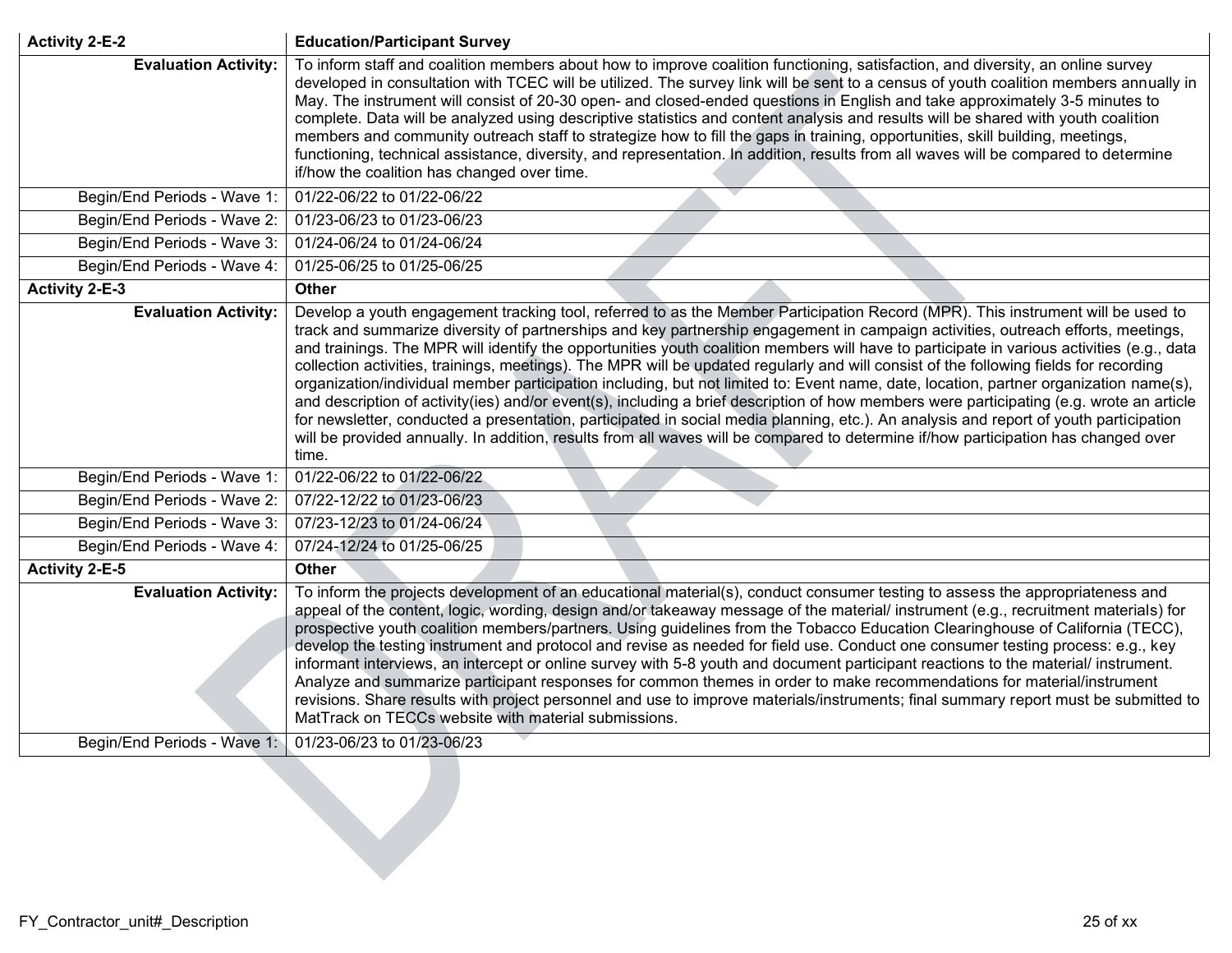| Activity 2-E-2 | Education/Participant Survey |
|---|---|
| Evaluation Activity: | To inform staff and coalition members about how to improve coalition functioning, satisfaction, and diversity, an online survey developed in consultation with TCEC will be utilized. The survey link will be sent to a census of youth coalition members annually in May. The instrument will consist of 20-30 open- and closed-ended questions in English and take approximately 3-5 minutes to complete. Data will be analyzed using descriptive statistics and content analysis and results will be shared with youth coalition members and community outreach staff to strategize how to fill the gaps in training, opportunities, skill building, meetings, functioning, technical assistance, diversity, and representation. In addition, results from all waves will be compared to determine if/how the coalition has changed over time. |
| Begin/End Periods - Wave 1: | 01/22-06/22 to 01/22-06/22 |
| Begin/End Periods - Wave 2: | 01/23-06/23 to 01/23-06/23 |
| Begin/End Periods - Wave 3: | 01/24-06/24 to 01/24-06/24 |
| Begin/End Periods - Wave 4: | 01/25-06/25 to 01/25-06/25 |
| **Activity 2-E-3** | **Other** |
| Evaluation Activity: | Develop a youth engagement tracking tool, referred to as the Member Participation Record (MPR). This instrument will be used to track and summarize diversity of partnerships and key partnership engagement in campaign activities, outreach efforts, meetings, and trainings. The MPR will identify the opportunities youth coalition members will have to participate in various activities (e.g., data collection activities, trainings, meetings). The MPR will be updated regularly and will consist of the following fields for recording organization/individual member participation including, but not limited to: Event name, date, location, partner organization name(s), and description of activity(ies) and/or event(s), including a brief description of how members were participating (e.g. wrote an article for newsletter, conducted a presentation, participated in social media planning, etc.). An analysis and report of youth participation will be provided annually. In addition, results from all waves will be compared to determine if/how participation has changed over time. |
| Begin/End Periods - Wave 1: | 01/22-06/22 to 01/22-06/22 |
| Begin/End Periods - Wave 2: | 07/22-12/22 to 01/23-06/23 |
| Begin/End Periods - Wave 3: | 07/23-12/23 to 01/24-06/24 |
| Begin/End Periods - Wave 4: | 07/24-12/24 to 01/25-06/25 |
| **Activity 2-E-5** | **Other** |
| Evaluation Activity: | To inform the projects development of an educational material(s), conduct consumer testing to assess the appropriateness and appeal of the content, logic, wording, design and/or takeaway message of the material/ instrument (e.g., recruitment materials) for prospective youth coalition members/partners. Using guidelines from the Tobacco Education Clearinghouse of California (TECC), develop the testing instrument and protocol and revise as needed for field use. Conduct one consumer testing process: e.g., key informant interviews, an intercept or online survey with 5-8 youth and document participant reactions to the material/ instrument. Analyze and summarize participant responses for common themes in order to make recommendations for material/instrument revisions. Share results with project personnel and use to improve materials/instruments; final summary report must be submitted to MatTrack on TECCs website with material submissions. |
| Begin/End Periods - Wave 1: | 01/23-06/23 to 01/23-06/23 |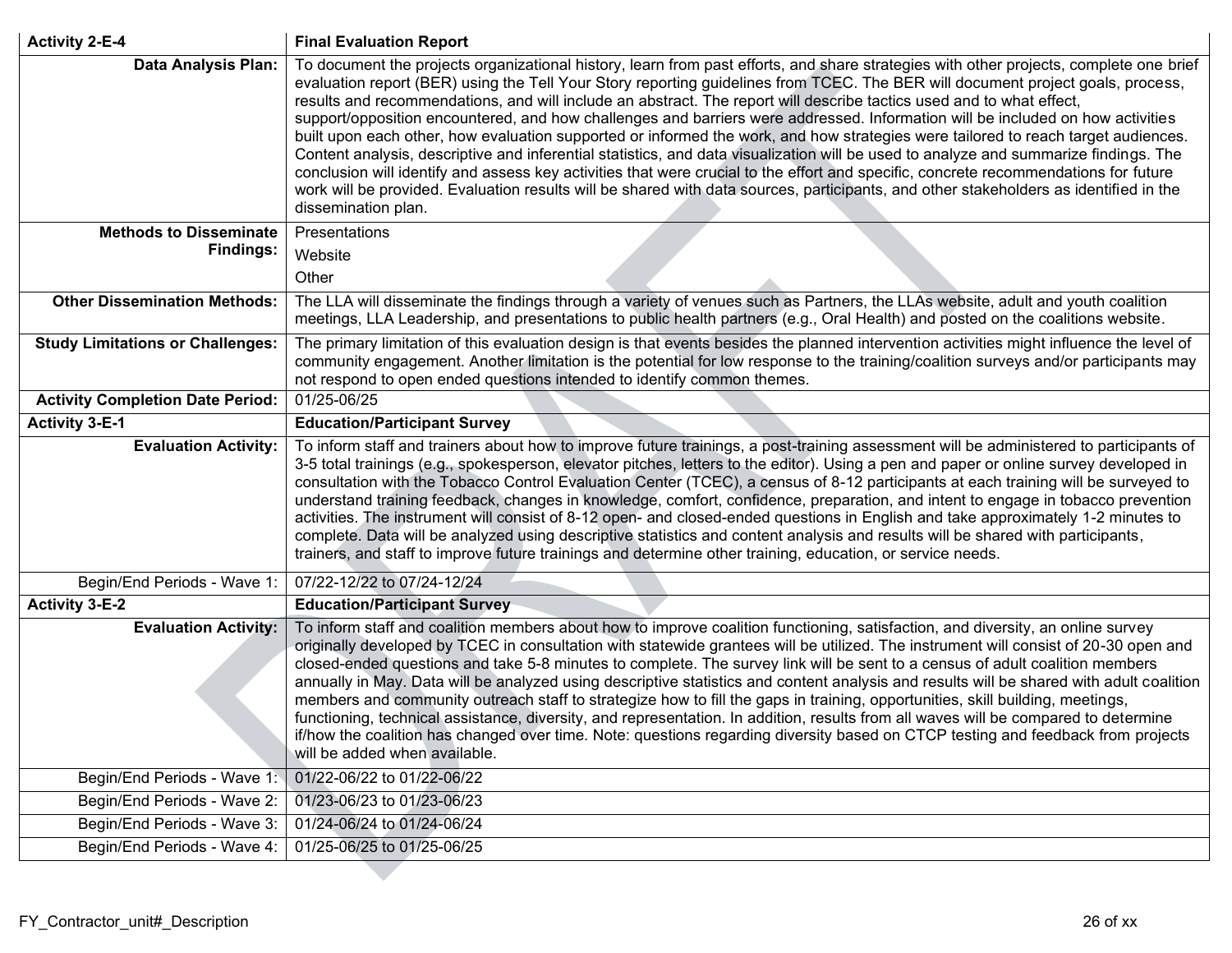| Activity 2-E-4 | Final Evaluation Report |
|---|---|
| Data Analysis Plan: | To document the projects organizational history, learn from past efforts, and share strategies with other projects, complete one brief evaluation report (BER) using the Tell Your Story reporting guidelines from TCEC. The BER will document project goals, process, results and recommendations, and will include an abstract. The report will describe tactics used and to what effect, support/opposition encountered, and how challenges and barriers were addressed. Information will be included on how activities built upon each other, how evaluation supported or informed the work, and how strategies were tailored to reach target audiences. Content analysis, descriptive and inferential statistics, and data visualization will be used to analyze and summarize findings. The conclusion will identify and assess key activities that were crucial to the effort and specific, concrete recommendations for future work will be provided. Evaluation results will be shared with data sources, participants, and other stakeholders as identified in the dissemination plan. |
| Methods to Disseminate Findings: | Presentations<br>Website<br>Other |
| Other Dissemination Methods: | The LLA will disseminate the findings through a variety of venues such as Partners, the LLAs website, adult and youth coalition meetings, LLA Leadership, and presentations to public health partners (e.g., Oral Health) and posted on the coalitions website. |
| Study Limitations or Challenges: | The primary limitation of this evaluation design is that events besides the planned intervention activities might influence the level of community engagement. Another limitation is the potential for low response to the training/coalition surveys and/or participants may not respond to open ended questions intended to identify common themes. |
| Activity Completion Date Period: | 01/25-06/25 |
| **Activity 3-E-1** | **Education/Participant Survey** |
| Evaluation Activity: | To inform staff and trainers about how to improve future trainings, a post-training assessment will be administered to participants of 3-5 total trainings (e.g., spokesperson, elevator pitches, letters to the editor). Using a pen and paper or online survey developed in consultation with the Tobacco Control Evaluation Center (TCEC), a census of 8-12 participants at each training will be surveyed to understand training feedback, changes in knowledge, comfort, confidence, preparation, and intent to engage in tobacco prevention activities. The instrument will consist of 8-12 open- and closed-ended questions in English and take approximately 1-2 minutes to complete. Data will be analyzed using descriptive statistics and content analysis and results will be shared with participants, trainers, and staff to improve future trainings and determine other training, education, or service needs. |
| Begin/End Periods - Wave 1: | 07/22-12/22 to 07/24-12/24 |
| **Activity 3-E-2** | **Education/Participant Survey** |
| Evaluation Activity: | To inform staff and coalition members about how to improve coalition functioning, satisfaction, and diversity, an online survey originally developed by TCEC in consultation with statewide grantees will be utilized. The instrument will consist of 20-30 open and closed-ended questions and take 5-8 minutes to complete. The survey link will be sent to a census of adult coalition members annually in May. Data will be analyzed using descriptive statistics and content analysis and results will be shared with adult coalition members and community outreach staff to strategize how to fill the gaps in training, opportunities, skill building, meetings, functioning, technical assistance, diversity, and representation. In addition, results from all waves will be compared to determine if/how the coalition has changed over time. Note: questions regarding diversity based on CTCP testing and feedback from projects will be added when available. |
| Begin/End Periods - Wave 1: | 01/22-06/22 to 01/22-06/22 |
| Begin/End Periods - Wave 2: | 01/23-06/23 to 01/23-06/23 |
| Begin/End Periods - Wave 3: | 01/24-06/24 to 01/24-06/24 |
| Begin/End Periods - Wave 4: | 01/25-06/25 to 01/25-06/25 |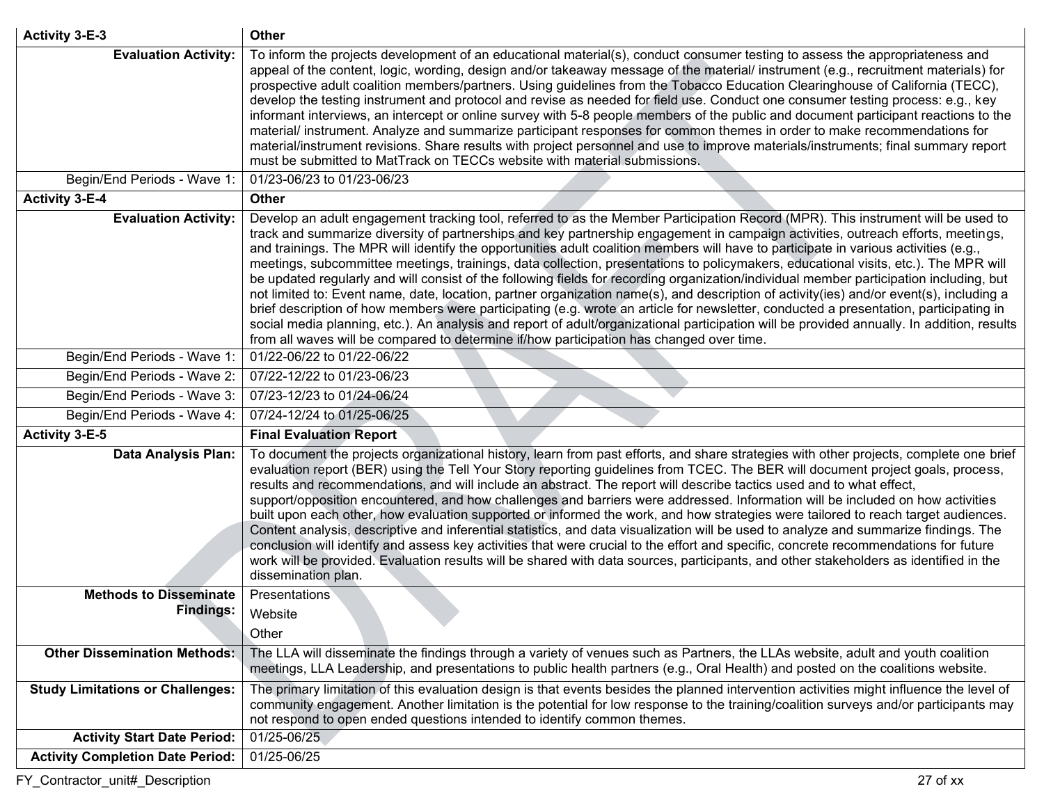| Activity 3-E-3 | Other |
|---|---|
| **Evaluation Activity:** | To inform the projects development of an educational material(s), conduct consumer testing to assess the appropriateness and appeal of the content, logic, wording, design and/or takeaway message of the material/ instrument (e.g., recruitment materials) for prospective adult coalition members/partners. Using guidelines from the Tobacco Education Clearinghouse of California (TECC), develop the testing instrument and protocol and revise as needed for field use. Conduct one consumer testing process: e.g., key informant interviews, an intercept or online survey with 5-8 people members of the public and document participant reactions to the material/ instrument. Analyze and summarize participant responses for common themes in order to make recommendations for material/instrument revisions. Share results with project personnel and use to improve materials/instruments; final summary report must be submitted to MatTrack on TECCs website with material submissions. |
| Begin/End Periods - Wave 1: | 01/23-06/23 to 01/23-06/23 |
| **Activity 3-E-4** | **Other** |
| **Evaluation Activity:** | Develop an adult engagement tracking tool, referred to as the Member Participation Record (MPR). This instrument will be used to track and summarize diversity of partnerships and key partnership engagement in campaign activities, outreach efforts, meetings, and trainings. The MPR will identify the opportunities adult coalition members will have to participate in various activities (e.g., meetings, subcommittee meetings, trainings, data collection, presentations to policymakers, educational visits, etc.). The MPR will be updated regularly and will consist of the following fields for recording organization/individual member participation including, but not limited to: Event name, date, location, partner organization name(s), and description of activity(ies) and/or event(s), including a brief description of how members were participating (e.g. wrote an article for newsletter, conducted a presentation, participating in social media planning, etc.). An analysis and report of adult/organizational participation will be provided annually. In addition, results from all waves will be compared to determine if/how participation has changed over time. |
| Begin/End Periods - Wave 1: | 01/22-06/22 to 01/22-06/22 |
| Begin/End Periods - Wave 2: | 07/22-12/22 to 01/23-06/23 |
| Begin/End Periods - Wave 3: | 07/23-12/23 to 01/24-06/24 |
| Begin/End Periods - Wave 4: | 07/24-12/24 to 01/25-06/25 |
| **Activity 3-E-5** | **Final Evaluation Report** |
| **Data Analysis Plan:** | To document the projects organizational history, learn from past efforts, and share strategies with other projects, complete one brief evaluation report (BER) using the Tell Your Story reporting guidelines from TCEC. The BER will document project goals, process, results and recommendations, and will include an abstract. The report will describe tactics used and to what effect, support/opposition encountered, and how challenges and barriers were addressed. Information will be included on how activities built upon each other, how evaluation supported or informed the work, and how strategies were tailored to reach target audiences. Content analysis, descriptive and inferential statistics, and data visualization will be used to analyze and summarize findings. The conclusion will identify and assess key activities that were crucial to the effort and specific, concrete recommendations for future work will be provided. Evaluation results will be shared with data sources, participants, and other stakeholders as identified in the dissemination plan. |
| **Methods to Disseminate Findings:** | Presentations<br>Website<br>Other |
| **Other Dissemination Methods:** | The LLA will disseminate the findings through a variety of venues such as Partners, the LLAs website, adult and youth coalition meetings, LLA Leadership, and presentations to public health partners (e.g., Oral Health) and posted on the coalitions website. |
| **Study Limitations or Challenges:** | The primary limitation of this evaluation design is that events besides the planned intervention activities might influence the level of community engagement. Another limitation is the potential for low response to the training/coalition surveys and/or participants may not respond to open ended questions intended to identify common themes. |
| **Activity Start Date Period:** | 01/25-06/25 |
| **Activity Completion Date Period:** | 01/25-06/25 |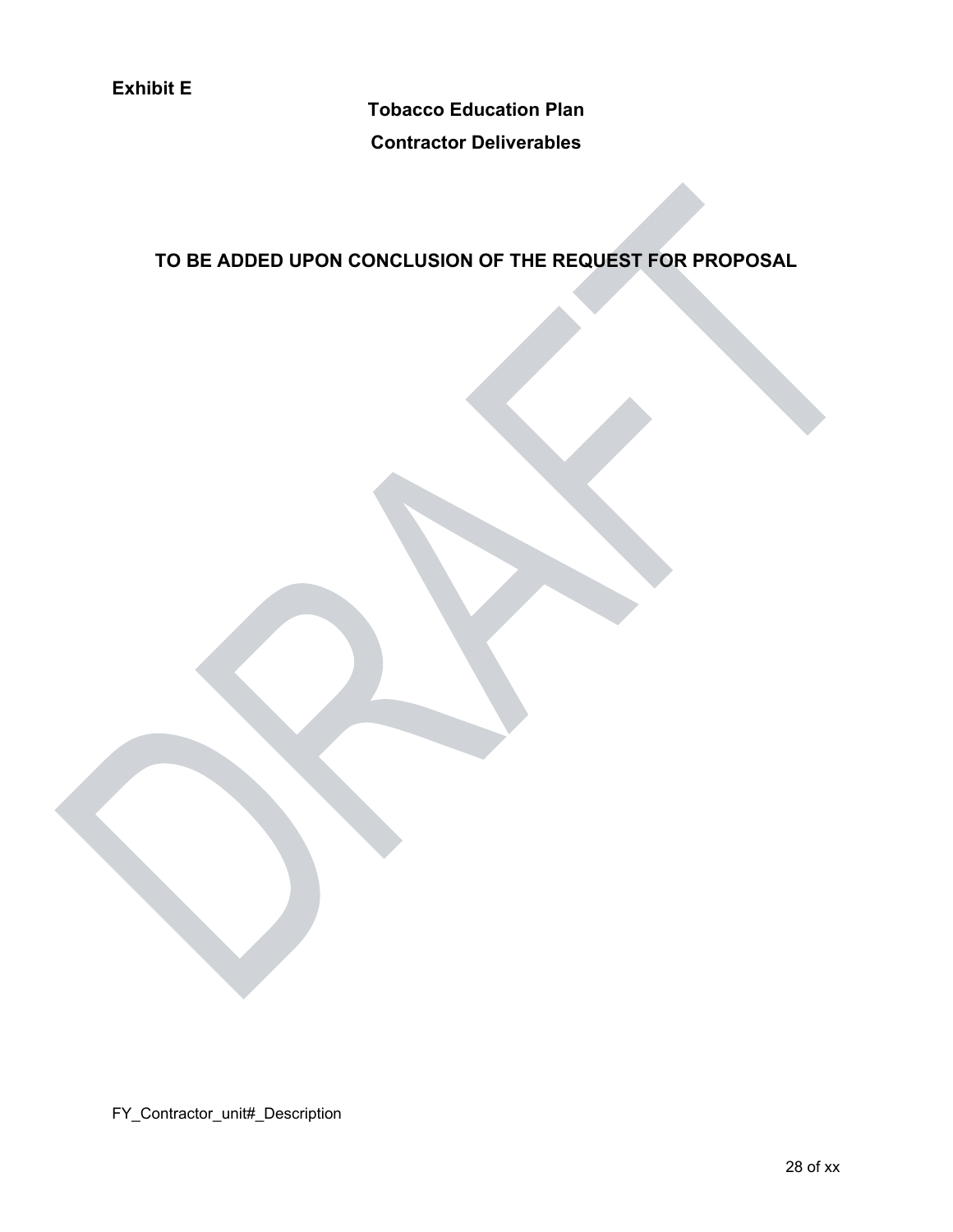**Exhibit E**

## Tobacco Education Plan

## Contractor Deliverables

**TO BE ADDED UPON CONCLUSION OF THE REQUEST FOR PROPOSAL**

FY_Contractor_unit#_Description